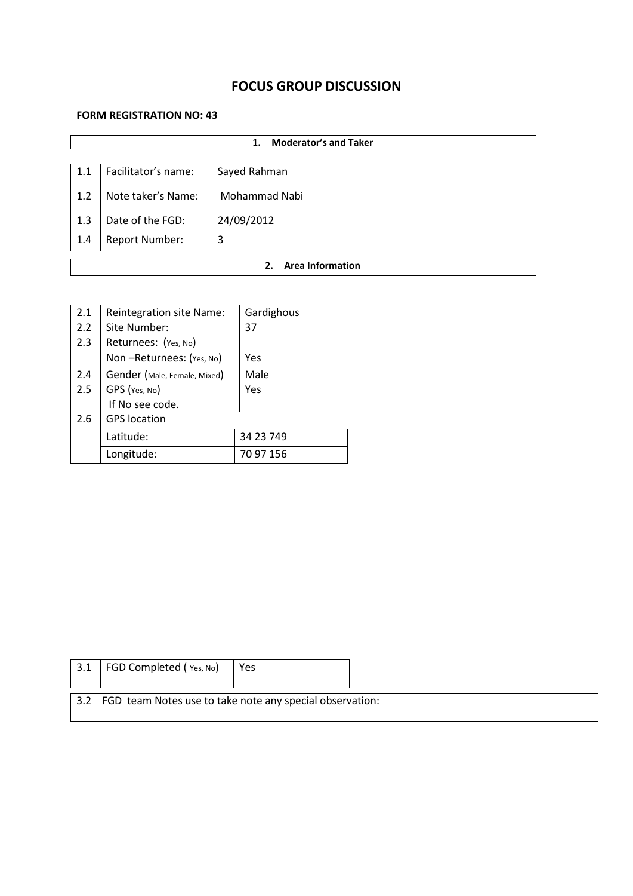# FOCUS GROUP DISCUSSION

**FORM REGISTRATION NO: 43**

| 1. Moderator's and Taker | | |
|---|---|---|
| 1.1 | Facilitator's name: | Sayed Rahman |
| 1.2 | Note taker's Name: | Mohammad Nabi |
| 1.3 | Date of the FGD: | 24/09/2012 |
| 1.4 | Report Number: | 3 |

**2. Area Information**

| | | |
|---|---|---|
| 2.1 | Reintegration site Name: | Gardighous |
| 2.2 | Site Number: | 37 |
| 2.3 | Returnees: (Yes, No) | |
| | Non –Returnees: (Yes, No) | Yes |
| 2.4 | Gender (Male, Female, Mixed) | Male |
| 2.5 | GPS (Yes, No) | Yes |
| | If No see code. | |
| 2.6 | GPS location | |
| | Latitude: | 34 23 749 |
| | Longitude: | 70 97 156 |

| | | |
|---|---|---|
| 3.1 | FGD Completed ( Yes, No) | Yes |

3.2 FGD team Notes use to take note any special observation: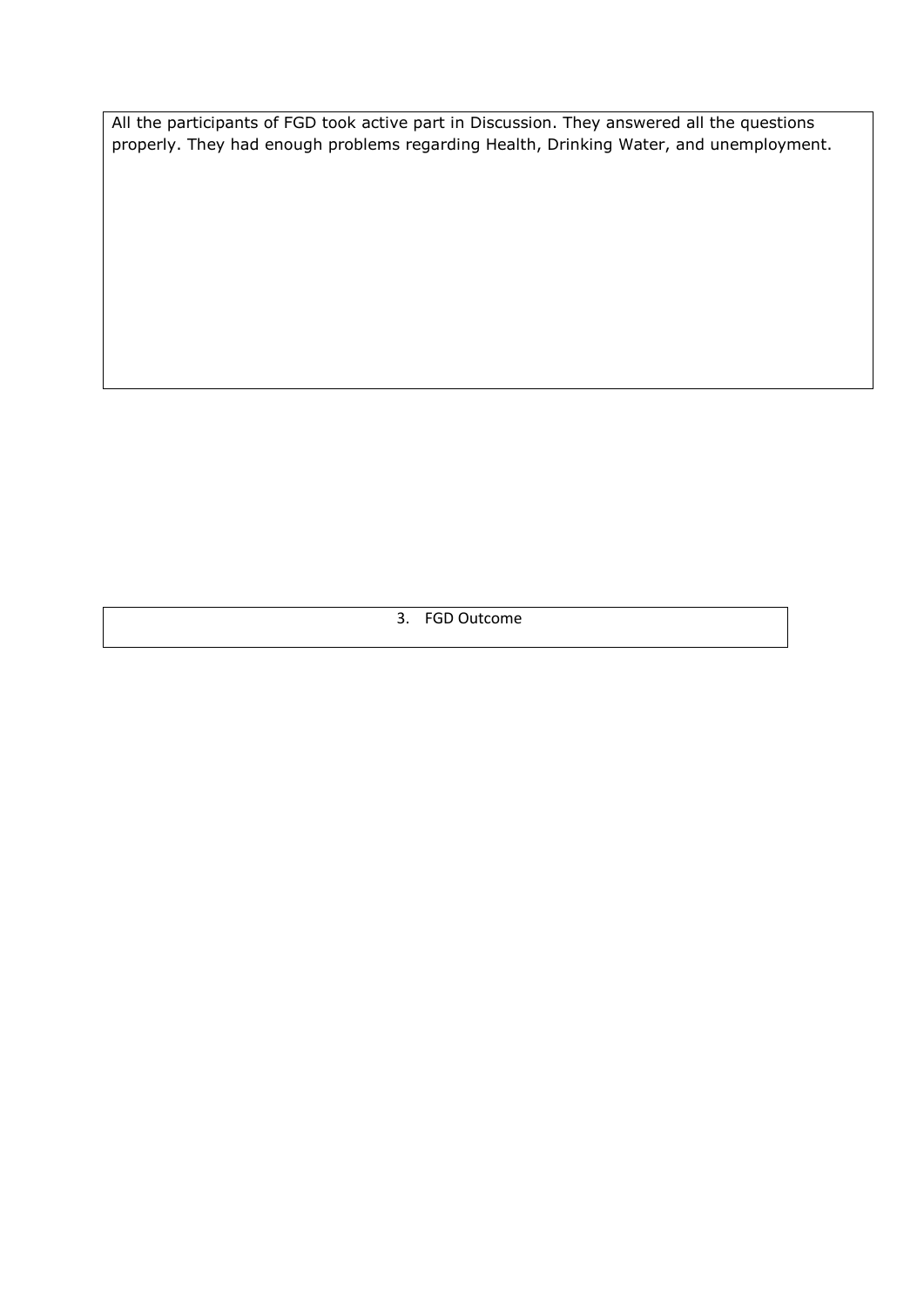All the participants of FGD took active part in Discussion. They answered all the questions properly. They had enough problems regarding Health, Drinking Water, and unemployment.

## 3. FGD Outcome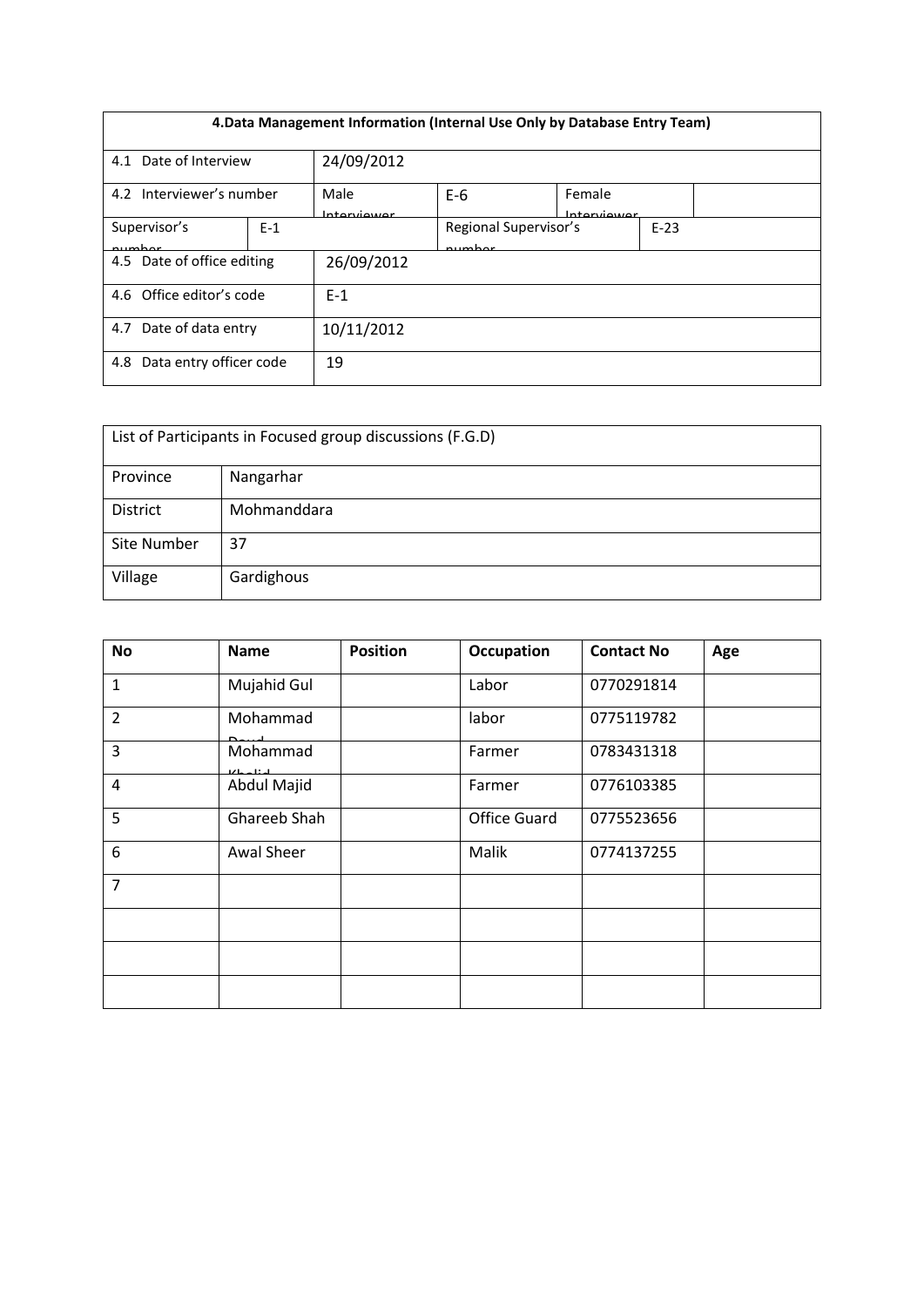| 4.Data Management Information (Internal Use Only by Database Entry Team) | | | | | |
|---|---|---|---|---|---|
| 4.1 Date of Interview | | 24/09/2012 | | | |
| 4.2 Interviewer's number | | Male Interviewer | E-6 | Female Interviewer | |
| Supervisor's number | E-1 | | Regional Supervisor's number | | E-23 |
| 4.5 Date of office editing | | 26/09/2012 | | | |
| 4.6 Office editor's code | | E-1 | | | |
| 4.7 Date of data entry | | 10/11/2012 | | | |
| 4.8 Data entry officer code | | 19 | | | |

| List of Participants in Focused group discussions (F.G.D) | |
|---|---|
| Province | Nangarhar |
| District | Mohmanddara |
| Site Number | 37 |
| Village | Gardighous |

| No | Name | Position | Occupation | Contact No | Age |
|---|---|---|---|---|---|
| 1 | Mujahid Gul | | Labor | 0770291814 | |
| 2 | Mohammad Daud | | labor | 0775119782 | |
| 3 | Mohammad Khalid | | Farmer | 0783431318 | |
| 4 | Abdul Majid | | Farmer | 0776103385 | |
| 5 | Ghareeb Shah | | Office Guard | 0775523656 | |
| 6 | Awal Sheer | | Malik | 0774137255 | |
| 7 | | | | | |
| | | | | | |
| | | | | | |
| | | | | | |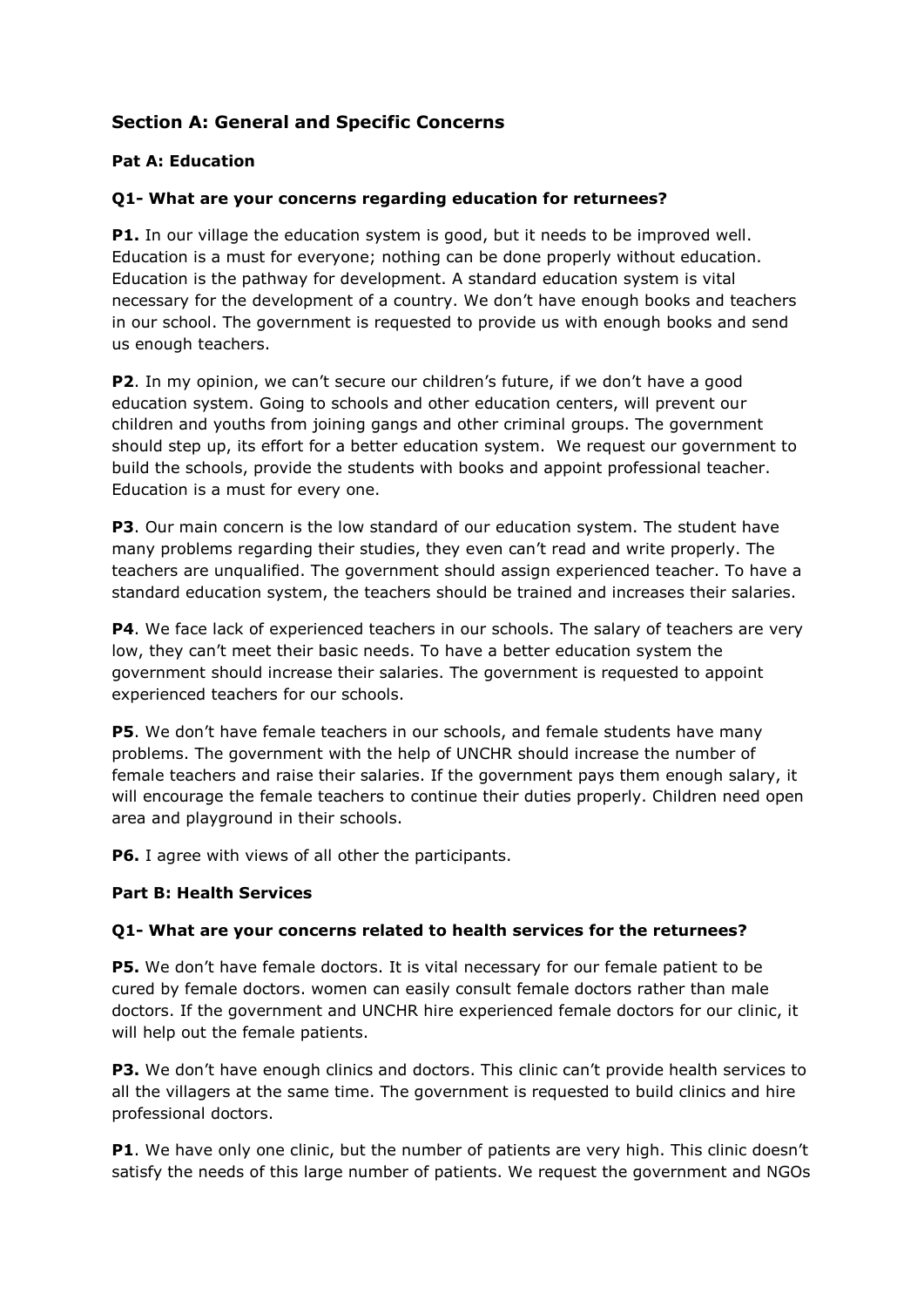## Section A: General and Specific Concerns

### Pat A: Education

**Q1- What are your concerns regarding education for returnees?**

**P1.** In our village the education system is good, but it needs to be improved well. Education is a must for everyone; nothing can be done properly without education. Education is the pathway for development. A standard education system is vital necessary for the development of a country. We don't have enough books and teachers in our school. The government is requested to provide us with enough books and send us enough teachers.

**P2**. In my opinion, we can't secure our children's future, if we don't have a good education system. Going to schools and other education centers, will prevent our children and youths from joining gangs and other criminal groups. The government should step up, its effort for a better education system. We request our government to build the schools, provide the students with books and appoint professional teacher. Education is a must for every one.

**P3**. Our main concern is the low standard of our education system. The student have many problems regarding their studies, they even can't read and write properly. The teachers are unqualified. The government should assign experienced teacher. To have a standard education system, the teachers should be trained and increases their salaries.

**P4**. We face lack of experienced teachers in our schools. The salary of teachers are very low, they can't meet their basic needs. To have a better education system the government should increase their salaries. The government is requested to appoint experienced teachers for our schools.

**P5**. We don't have female teachers in our schools, and female students have many problems. The government with the help of UNCHR should increase the number of female teachers and raise their salaries. If the government pays them enough salary, it will encourage the female teachers to continue their duties properly. Children need open area and playground in their schools.

**P6.** I agree with views of all other the participants.

### Part B: Health Services

**Q1- What are your concerns related to health services for the returnees?**

**P5.** We don't have female doctors. It is vital necessary for our female patient to be cured by female doctors. women can easily consult female doctors rather than male doctors. If the government and UNCHR hire experienced female doctors for our clinic, it will help out the female patients.

**P3.** We don't have enough clinics and doctors. This clinic can't provide health services to all the villagers at the same time. The government is requested to build clinics and hire professional doctors.

**P1**. We have only one clinic, but the number of patients are very high. This clinic doesn't satisfy the needs of this large number of patients. We request the government and NGOs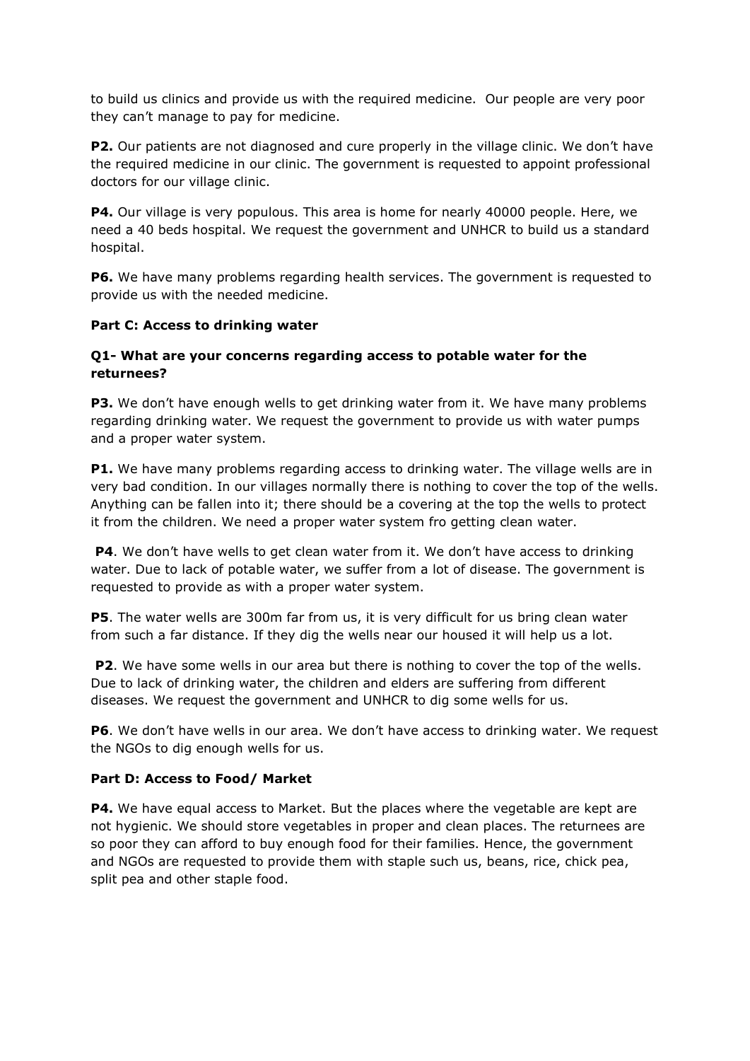to build us clinics and provide us with the required medicine. Our people are very poor they can't manage to pay for medicine.

**P2.** Our patients are not diagnosed and cure properly in the village clinic. We don't have the required medicine in our clinic. The government is requested to appoint professional doctors for our village clinic.

**P4.** Our village is very populous. This area is home for nearly 40000 people. Here, we need a 40 beds hospital. We request the government and UNHCR to build us a standard hospital.

**P6.** We have many problems regarding health services. The government is requested to provide us with the needed medicine.

**Part C: Access to drinking water**

**Q1- What are your concerns regarding access to potable water for the returnees?**

**P3.** We don't have enough wells to get drinking water from it. We have many problems regarding drinking water. We request the government to provide us with water pumps and a proper water system.

**P1.** We have many problems regarding access to drinking water. The village wells are in very bad condition. In our villages normally there is nothing to cover the top of the wells. Anything can be fallen into it; there should be a covering at the top the wells to protect it from the children. We need a proper water system fro getting clean water.

**P4**. We don't have wells to get clean water from it. We don't have access to drinking water. Due to lack of potable water, we suffer from a lot of disease. The government is requested to provide as with a proper water system.

**P5**. The water wells are 300m far from us, it is very difficult for us bring clean water from such a far distance. If they dig the wells near our housed it will help us a lot.

**P2**. We have some wells in our area but there is nothing to cover the top of the wells. Due to lack of drinking water, the children and elders are suffering from different diseases. We request the government and UNHCR to dig some wells for us.

**P6**. We don't have wells in our area. We don't have access to drinking water. We request the NGOs to dig enough wells for us.

**Part D: Access to Food/ Market**

**P4.** We have equal access to Market. But the places where the vegetable are kept are not hygienic. We should store vegetables in proper and clean places. The returnees are so poor they can afford to buy enough food for their families. Hence, the government and NGOs are requested to provide them with staple such us, beans, rice, chick pea, split pea and other staple food.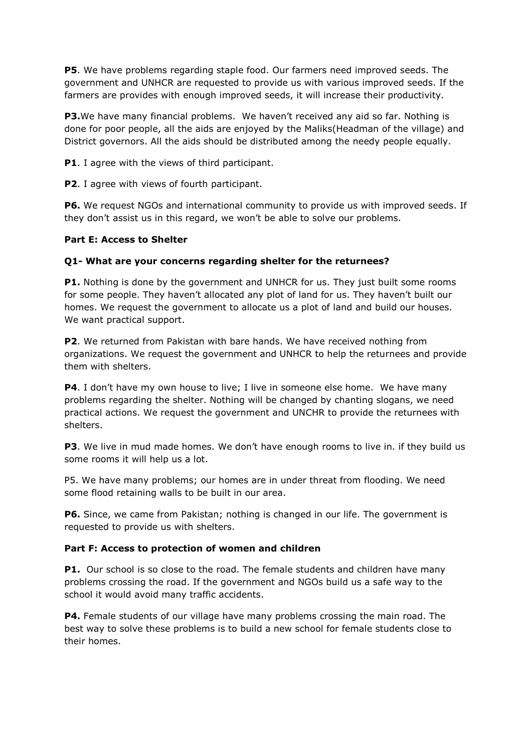**P5**. We have problems regarding staple food. Our farmers need improved seeds. The government and UNHCR are requested to provide us with various improved seeds. If the farmers are provides with enough improved seeds, it will increase their productivity.

**P3.**We have many financial problems. We haven't received any aid so far. Nothing is done for poor people, all the aids are enjoyed by the Maliks(Headman of the village) and District governors. All the aids should be distributed among the needy people equally.

**P1**. I agree with the views of third participant.

**P2**. I agree with views of fourth participant.

**P6.** We request NGOs and international community to provide us with improved seeds. If they don't assist us in this regard, we won't be able to solve our problems.

**Part E: Access to Shelter**

**Q1- What are your concerns regarding shelter for the returnees?**

**P1.** Nothing is done by the government and UNHCR for us. They just built some rooms for some people. They haven't allocated any plot of land for us. They haven't built our homes. We request the government to allocate us a plot of land and build our houses. We want practical support.

**P2**. We returned from Pakistan with bare hands. We have received nothing from organizations. We request the government and UNHCR to help the returnees and provide them with shelters.

**P4**. I don't have my own house to live; I live in someone else home. We have many problems regarding the shelter. Nothing will be changed by chanting slogans, we need practical actions. We request the government and UNCHR to provide the returnees with shelters.

**P3**. We live in mud made homes. We don't have enough rooms to live in. if they build us some rooms it will help us a lot.

P5. We have many problems; our homes are in under threat from flooding. We need some flood retaining walls to be built in our area.

**P6.** Since, we came from Pakistan; nothing is changed in our life. The government is requested to provide us with shelters.

**Part F: Access to protection of women and children**

**P1.** Our school is so close to the road. The female students and children have many problems crossing the road. If the government and NGOs build us a safe way to the school it would avoid many traffic accidents.

**P4.** Female students of our village have many problems crossing the main road. The best way to solve these problems is to build a new school for female students close to their homes.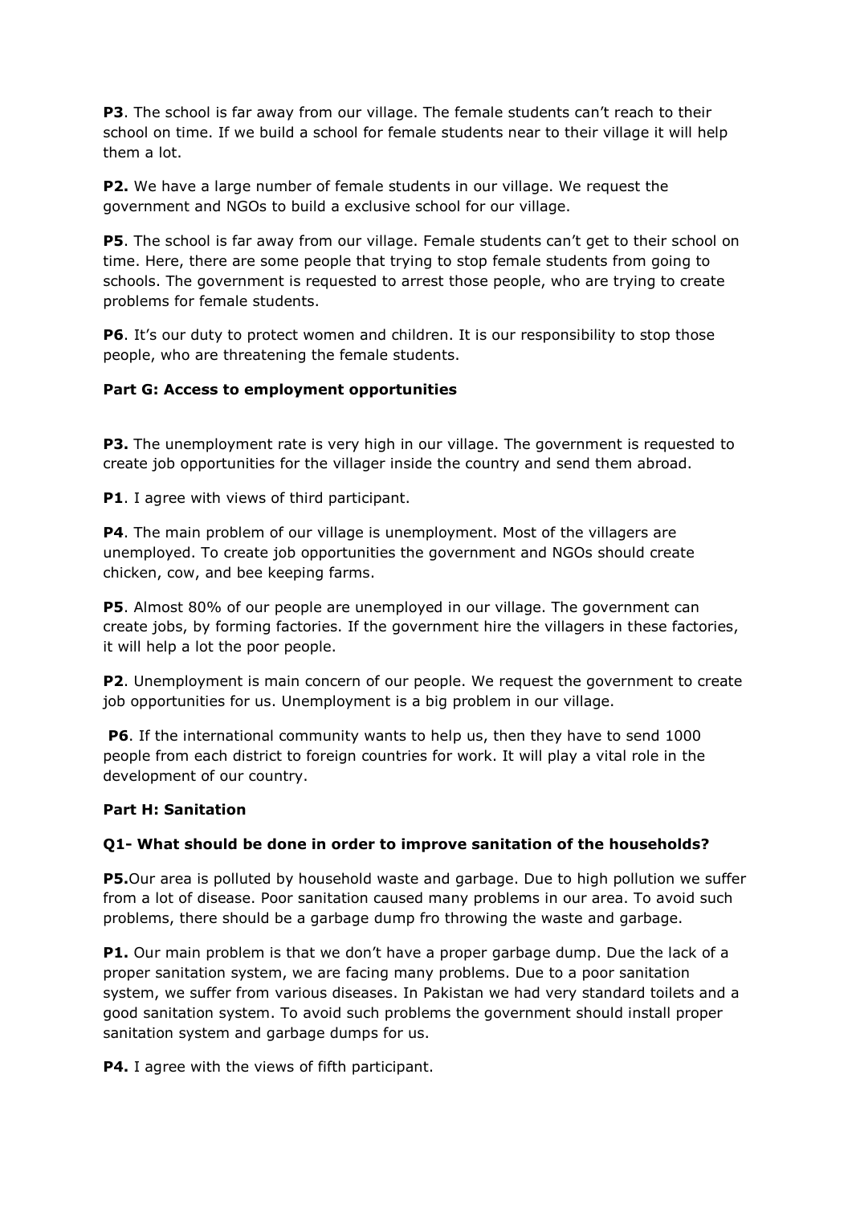**P3**. The school is far away from our village. The female students can't reach to their school on time. If we build a school for female students near to their village it will help them a lot.

**P2.** We have a large number of female students in our village. We request the government and NGOs to build a exclusive school for our village.

**P5**. The school is far away from our village. Female students can't get to their school on time. Here, there are some people that trying to stop female students from going to schools. The government is requested to arrest those people, who are trying to create problems for female students.

**P6**. It's our duty to protect women and children. It is our responsibility to stop those people, who are threatening the female students.

### Part G: Access to employment opportunities

**P3.** The unemployment rate is very high in our village. The government is requested to create job opportunities for the villager inside the country and send them abroad.

**P1**. I agree with views of third participant.

**P4**. The main problem of our village is unemployment. Most of the villagers are unemployed. To create job opportunities the government and NGOs should create chicken, cow, and bee keeping farms.

**P5**. Almost 80% of our people are unemployed in our village. The government can create jobs, by forming factories. If the government hire the villagers in these factories, it will help a lot the poor people.

**P2**. Unemployment is main concern of our people. We request the government to create job opportunities for us. Unemployment is a big problem in our village.

**P6**. If the international community wants to help us, then they have to send 1000 people from each district to foreign countries for work. It will play a vital role in the development of our country.

### Part H: Sanitation

#### Q1- What should be done in order to improve sanitation of the households?

**P5.** Our area is polluted by household waste and garbage. Due to high pollution we suffer from a lot of disease. Poor sanitation caused many problems in our area. To avoid such problems, there should be a garbage dump fro throwing the waste and garbage.

**P1.** Our main problem is that we don't have a proper garbage dump. Due the lack of a proper sanitation system, we are facing many problems. Due to a poor sanitation system, we suffer from various diseases. In Pakistan we had very standard toilets and a good sanitation system. To avoid such problems the government should install proper sanitation system and garbage dumps for us.

**P4.** I agree with the views of fifth participant.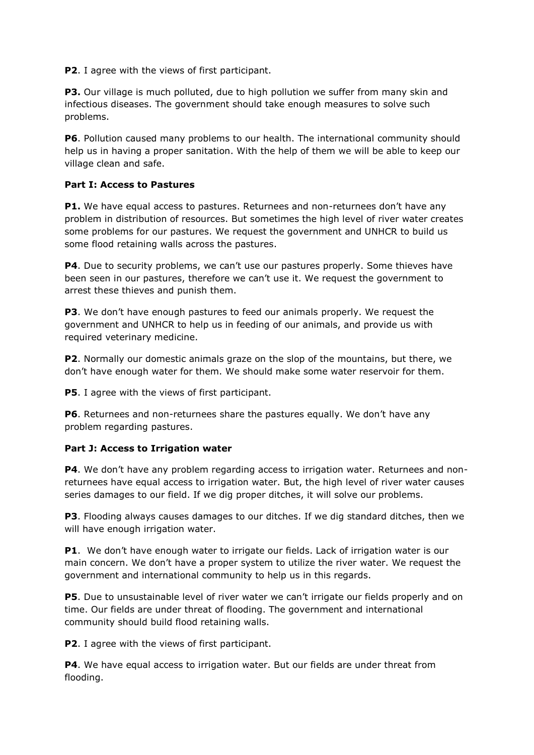**P2**. I agree with the views of first participant.

**P3.** Our village is much polluted, due to high pollution we suffer from many skin and infectious diseases. The government should take enough measures to solve such problems.

**P6**. Pollution caused many problems to our health. The international community should help us in having a proper sanitation. With the help of them we will be able to keep our village clean and safe.

**Part I: Access to Pastures**

**P1.** We have equal access to pastures. Returnees and non-returnees don't have any problem in distribution of resources. But sometimes the high level of river water creates some problems for our pastures. We request the government and UNHCR to build us some flood retaining walls across the pastures.

**P4**. Due to security problems, we can't use our pastures properly. Some thieves have been seen in our pastures, therefore we can't use it. We request the government to arrest these thieves and punish them.

**P3**. We don't have enough pastures to feed our animals properly. We request the government and UNHCR to help us in feeding of our animals, and provide us with required veterinary medicine.

**P2**. Normally our domestic animals graze on the slop of the mountains, but there, we don't have enough water for them. We should make some water reservoir for them.

**P5**. I agree with the views of first participant.

**P6**. Returnees and non-returnees share the pastures equally. We don't have any problem regarding pastures.

**Part J: Access to Irrigation water**

**P4**. We don't have any problem regarding access to irrigation water. Returnees and non-returnees have equal access to irrigation water. But, the high level of river water causes series damages to our field. If we dig proper ditches, it will solve our problems.

**P3**. Flooding always causes damages to our ditches. If we dig standard ditches, then we will have enough irrigation water.

**P1**. We don't have enough water to irrigate our fields. Lack of irrigation water is our main concern. We don't have a proper system to utilize the river water. We request the government and international community to help us in this regards.

**P5**. Due to unsustainable level of river water we can't irrigate our fields properly and on time. Our fields are under threat of flooding. The government and international community should build flood retaining walls.

**P2**. I agree with the views of first participant.

**P4**. We have equal access to irrigation water. But our fields are under threat from flooding.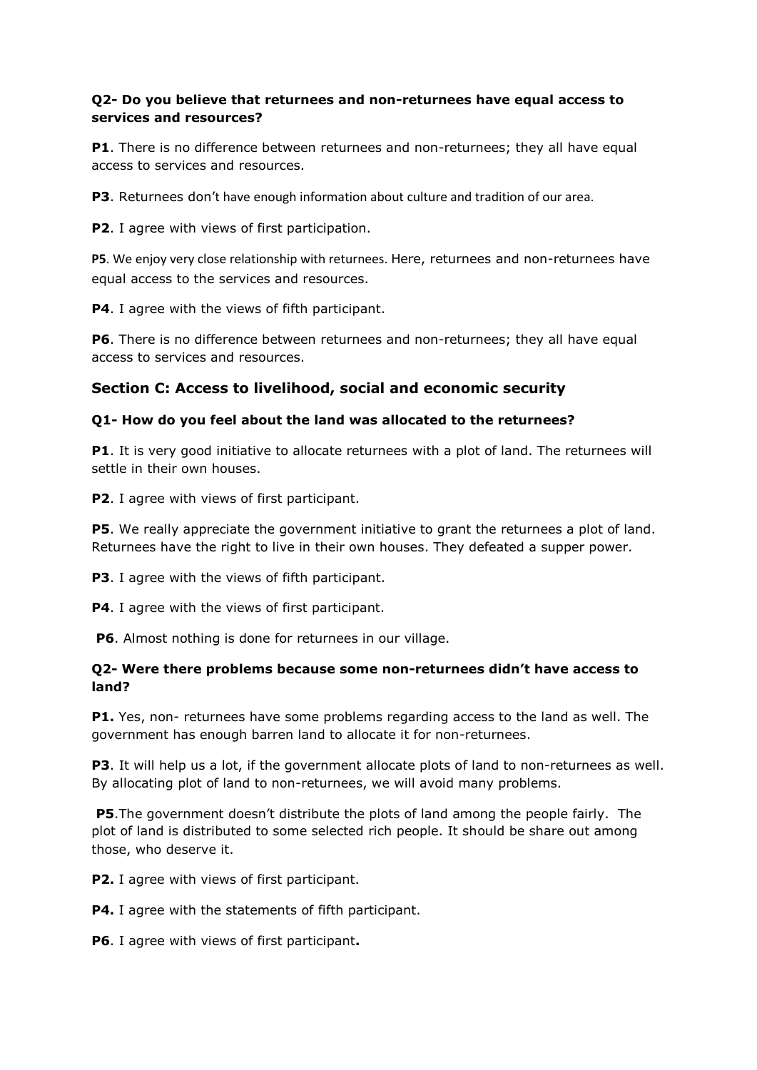**Q2- Do you believe that returnees and non-returnees have equal access to services and resources?**

**P1**. There is no difference between returnees and non-returnees; they all have equal access to services and resources.

**P3**. Returnees don't have enough information about culture and tradition of our area.

**P2**. I agree with views of first participation.

**P5**. We enjoy very close relationship with returnees. Here, returnees and non-returnees have equal access to the services and resources.

**P4**. I agree with the views of fifth participant.

**P6**. There is no difference between returnees and non-returnees; they all have equal access to services and resources.

## Section C: Access to livelihood, social and economic security

**Q1- How do you feel about the land was allocated to the returnees?**

**P1**. It is very good initiative to allocate returnees with a plot of land. The returnees will settle in their own houses.

**P2**. I agree with views of first participant.

**P5**. We really appreciate the government initiative to grant the returnees a plot of land. Returnees have the right to live in their own houses. They defeated a supper power.

**P3**. I agree with the views of fifth participant.

**P4**. I agree with the views of first participant.

**P6**. Almost nothing is done for returnees in our village.

**Q2- Were there problems because some non-returnees didn't have access to land?**

**P1.** Yes, non- returnees have some problems regarding access to the land as well. The government has enough barren land to allocate it for non-returnees.

**P3**. It will help us a lot, if the government allocate plots of land to non-returnees as well. By allocating plot of land to non-returnees, we will avoid many problems.

**P5**.The government doesn't distribute the plots of land among the people fairly. The plot of land is distributed to some selected rich people. It should be share out among those, who deserve it.

**P2.** I agree with views of first participant.

**P4.** I agree with the statements of fifth participant.

**P6**. I agree with views of first participant**.**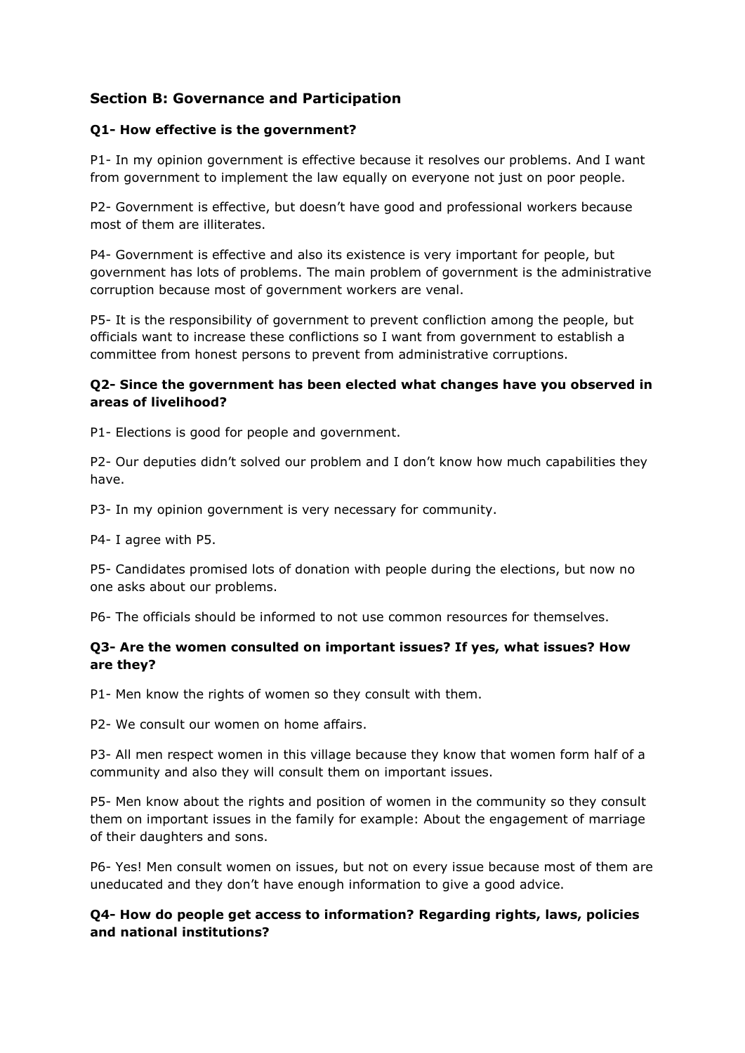## Section B: Governance and Participation

**Q1- How effective is the government?**

P1- In my opinion government is effective because it resolves our problems. And I want from government to implement the law equally on everyone not just on poor people.

P2- Government is effective, but doesn't have good and professional workers because most of them are illiterates.

P4- Government is effective and also its existence is very important for people, but government has lots of problems. The main problem of government is the administrative corruption because most of government workers are venal.

P5- It is the responsibility of government to prevent confliction among the people, but officials want to increase these conflictions so I want from government to establish a committee from honest persons to prevent from administrative corruptions.

**Q2- Since the government has been elected what changes have you observed in areas of livelihood?**

P1- Elections is good for people and government.

P2- Our deputies didn't solved our problem and I don't know how much capabilities they have.

P3- In my opinion government is very necessary for community.

P4- I agree with P5.

P5- Candidates promised lots of donation with people during the elections, but now no one asks about our problems.

P6- The officials should be informed to not use common resources for themselves.

**Q3- Are the women consulted on important issues? If yes, what issues? How are they?**

P1- Men know the rights of women so they consult with them.

P2- We consult our women on home affairs.

P3- All men respect women in this village because they know that women form half of a community and also they will consult them on important issues.

P5- Men know about the rights and position of women in the community so they consult them on important issues in the family for example: About the engagement of marriage of their daughters and sons.

P6- Yes! Men consult women on issues, but not on every issue because most of them are uneducated and they don't have enough information to give a good advice.

**Q4- How do people get access to information? Regarding rights, laws, policies and national institutions?**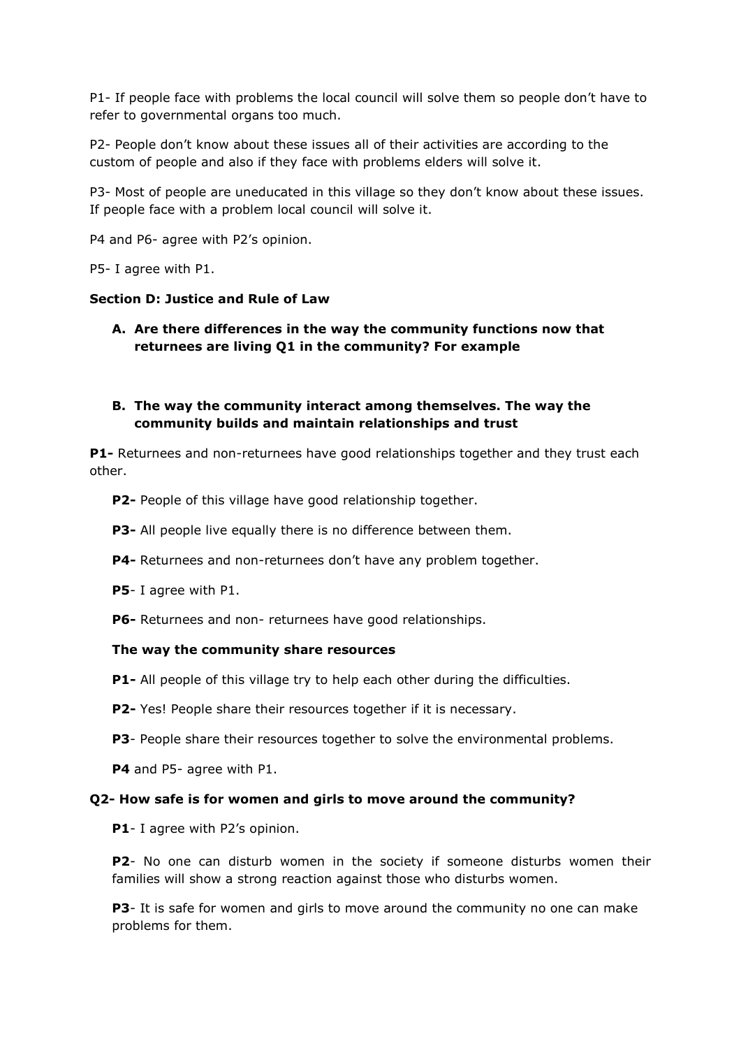P1- If people face with problems the local council will solve them so people don't have to refer to governmental organs too much.

P2- People don't know about these issues all of their activities are according to the custom of people and also if they face with problems elders will solve it.

P3- Most of people are uneducated in this village so they don't know about these issues. If people face with a problem local council will solve it.

P4 and P6- agree with P2's opinion.

P5- I agree with P1.

**Section D: Justice and Rule of Law**

**A. Are there differences in the way the community functions now that returnees are living Q1 in the community? For example**

**B. The way the community interact among themselves. The way the community builds and maintain relationships and trust**

**P1-** Returnees and non-returnees have good relationships together and they trust each other.

**P2-** People of this village have good relationship together.

**P3-** All people live equally there is no difference between them.

**P4-** Returnees and non-returnees don't have any problem together.

**P5**- I agree with P1.

**P6-** Returnees and non- returnees have good relationships.

**The way the community share resources**

**P1-** All people of this village try to help each other during the difficulties.

**P2-** Yes! People share their resources together if it is necessary.

**P3**- People share their resources together to solve the environmental problems.

**P4** and P5- agree with P1.

**Q2- How safe is for women and girls to move around the community?**

**P1**- I agree with P2's opinion.

**P2**- No one can disturb women in the society if someone disturbs women their families will show a strong reaction against those who disturbs women.

**P3**- It is safe for women and girls to move around the community no one can make problems for them.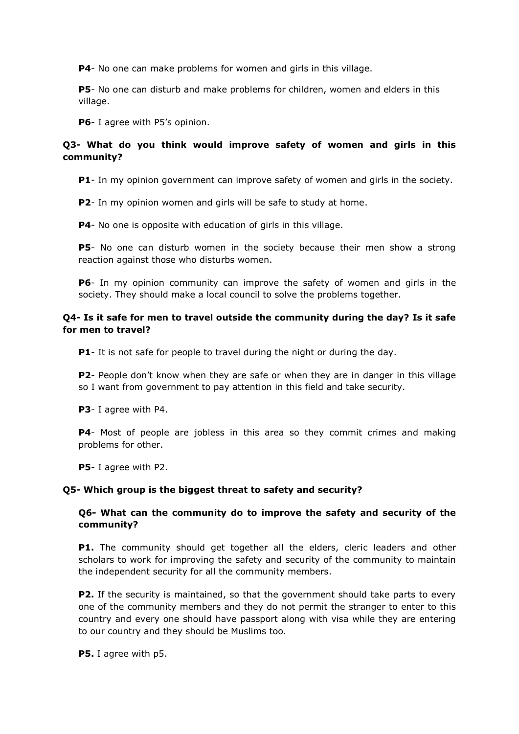**P4**- No one can make problems for women and girls in this village.

**P5**- No one can disturb and make problems for children, women and elders in this village.

**P6**- I agree with P5's opinion.

**Q3- What do you think would improve safety of women and girls in this community?**

**P1**- In my opinion government can improve safety of women and girls in the society.

**P2**- In my opinion women and girls will be safe to study at home.

**P4**- No one is opposite with education of girls in this village.

**P5**- No one can disturb women in the society because their men show a strong reaction against those who disturbs women.

**P6**- In my opinion community can improve the safety of women and girls in the society. They should make a local council to solve the problems together.

**Q4- Is it safe for men to travel outside the community during the day? Is it safe for men to travel?**

**P1**- It is not safe for people to travel during the night or during the day.

**P2**- People don't know when they are safe or when they are in danger in this village so I want from government to pay attention in this field and take security.

**P3**- I agree with P4.

**P4**- Most of people are jobless in this area so they commit crimes and making problems for other.

**P5**- I agree with P2.

**Q5- Which group is the biggest threat to safety and security?**

**Q6- What can the community do to improve the safety and security of the community?**

**P1.** The community should get together all the elders, cleric leaders and other scholars to work for improving the safety and security of the community to maintain the independent security for all the community members.

**P2.** If the security is maintained, so that the government should take parts to every one of the community members and they do not permit the stranger to enter to this country and every one should have passport along with visa while they are entering to our country and they should be Muslims too.

**P5.** I agree with p5.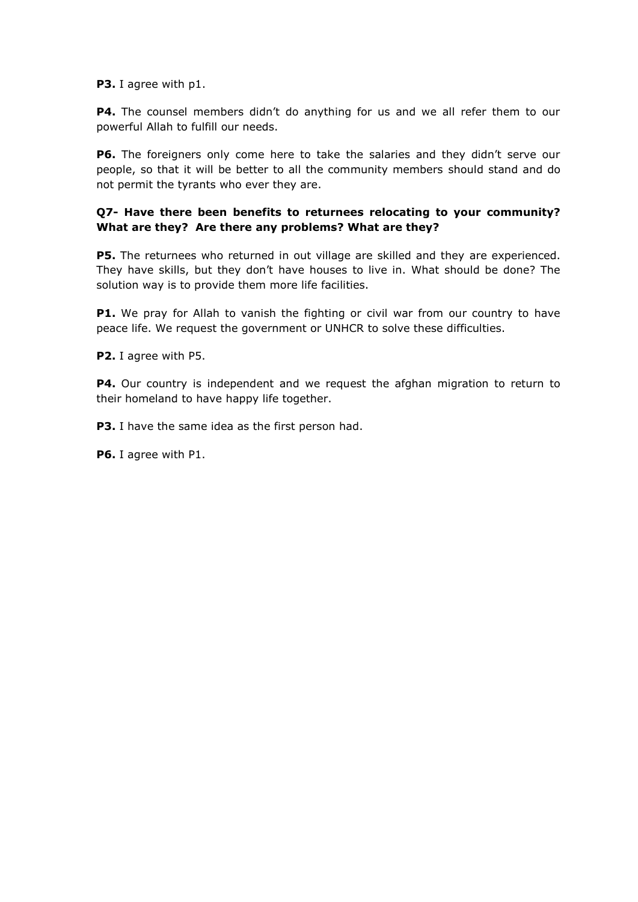**P3.** I agree with p1.

**P4.** The counsel members didn't do anything for us and we all refer them to our powerful Allah to fulfill our needs.

**P6.** The foreigners only come here to take the salaries and they didn't serve our people, so that it will be better to all the community members should stand and do not permit the tyrants who ever they are.

**Q7- Have there been benefits to returnees relocating to your community? What are they? Are there any problems? What are they?**

**P5.** The returnees who returned in out village are skilled and they are experienced. They have skills, but they don't have houses to live in. What should be done? The solution way is to provide them more life facilities.

**P1.** We pray for Allah to vanish the fighting or civil war from our country to have peace life. We request the government or UNHCR to solve these difficulties.

**P2.** I agree with P5.

**P4.** Our country is independent and we request the afghan migration to return to their homeland to have happy life together.

**P3.** I have the same idea as the first person had.

**P6.** I agree with P1.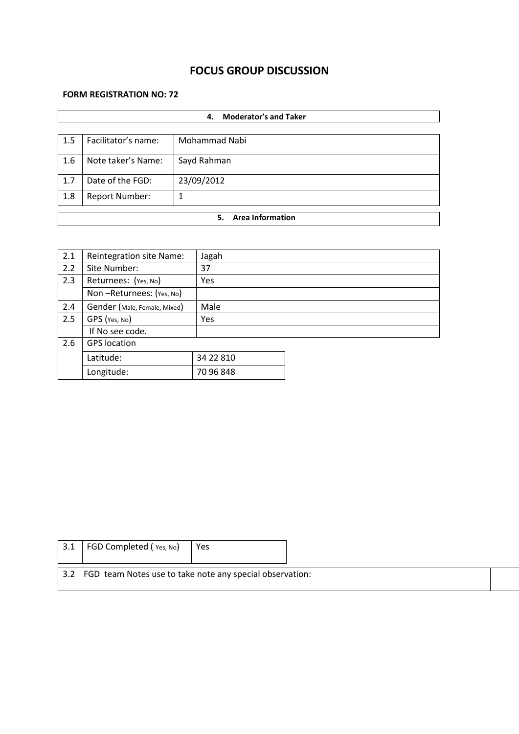# FOCUS GROUP DISCUSSION

**FORM REGISTRATION NO: 72**

| **4. Moderator's and Taker** | | |
|---|---|---|
| 1.5 | Facilitator's name: | Mohammad Nabi |
| 1.6 | Note taker's Name: | Sayd Rahman |
| 1.7 | Date of the FGD: | 23/09/2012 |
| 1.8 | Report Number: | 1 |

| **5. Area Information** | | |
|---|---|---|
| 2.1 | Reintegration site Name: | Jagah |
| 2.2 | Site Number: | 37 |
| 2.3 | Returnees: (Yes, No) | Yes |
| | Non –Returnees: (Yes, No) | |
| 2.4 | Gender (Male, Female, Mixed) | Male |
| 2.5 | GPS (Yes, No) | Yes |
| | If No see code. | |
| 2.6 | GPS location | |
| | Latitude: | 34 22 810 |
| | Longitude: | 70 96 848 |

| 3.1 | FGD Completed ( Yes, No) | Yes |
|---|---|---|
| 3.2 | FGD team Notes use to take note any special observation: | |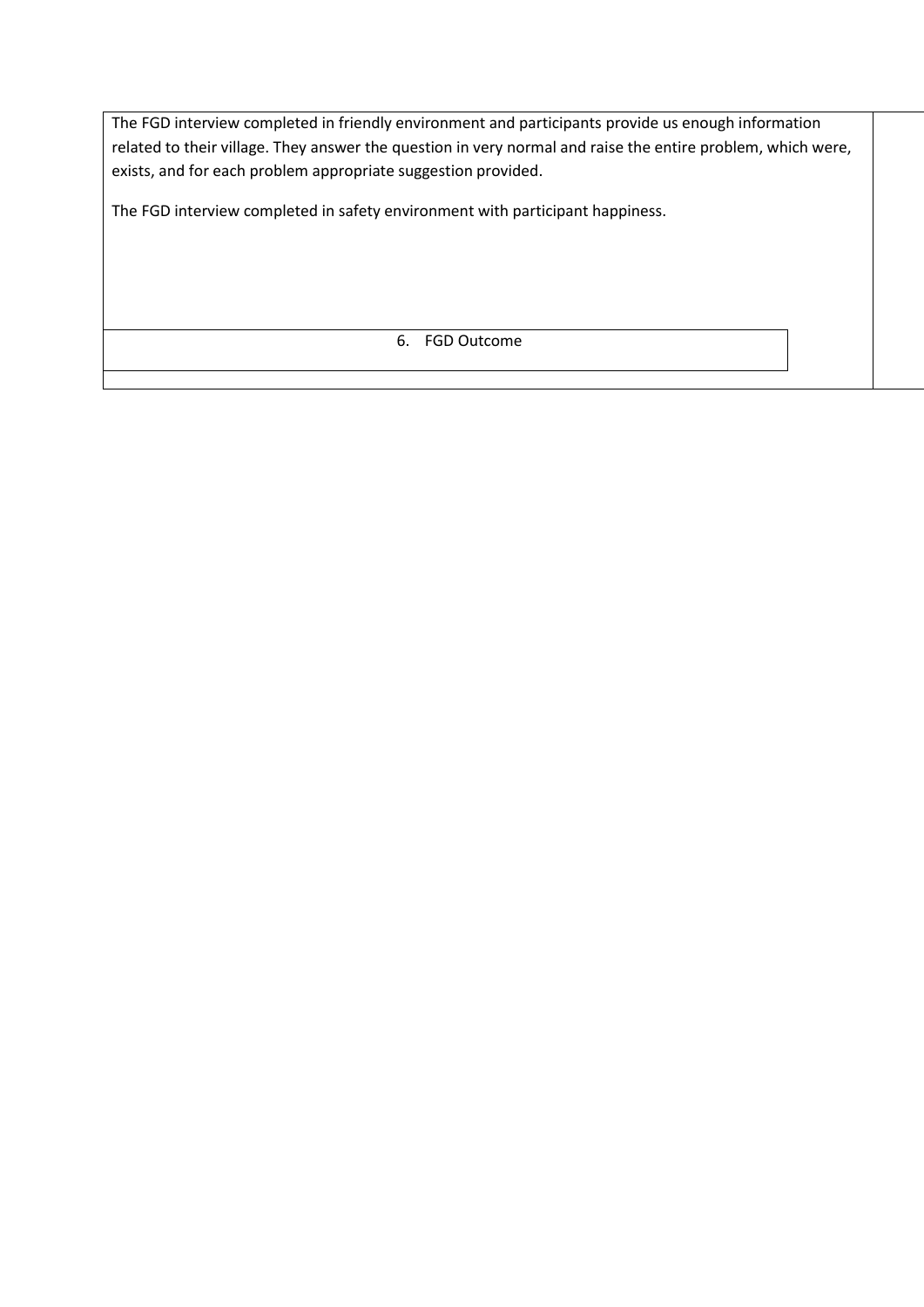The FGD interview completed in friendly environment and participants provide us enough information related to their village. They answer the question in very normal and raise the entire problem, which were, exists, and for each problem appropriate suggestion provided.

The FGD interview completed in safety environment with participant happiness.

6. FGD Outcome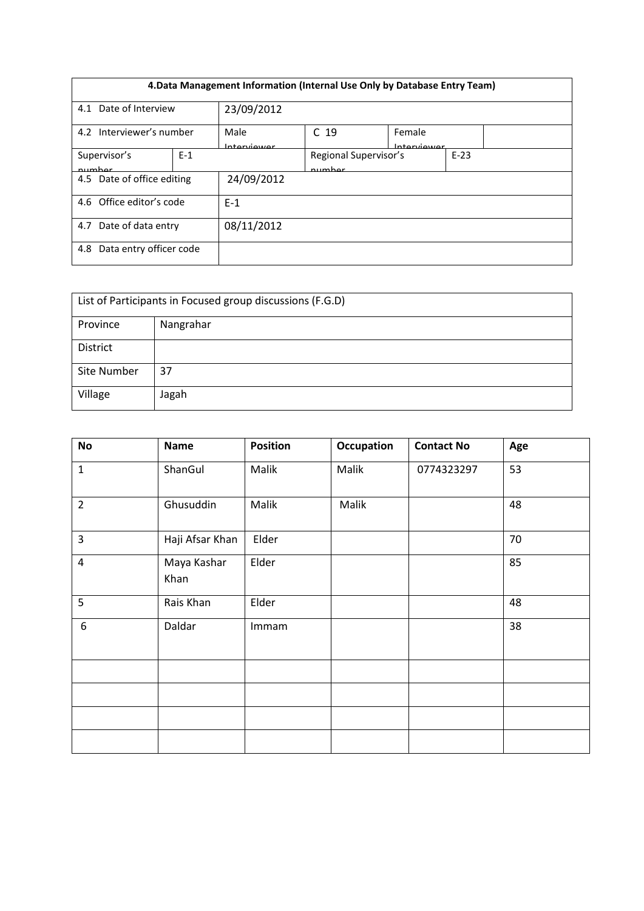| 4.Data Management Information (Internal Use Only by Database Entry Team) | | | | | |
|---|---|---|---|---|---|
| 4.1 Date of Interview | | 23/09/2012 | | | |
| 4.2 Interviewer's number | | Male Interviewer | C 19 | Female Interviewer | |
| Supervisor's number | E-1 | | Regional Supervisor's number | | E-23 |
| 4.5 Date of office editing | | 24/09/2012 | | | |
| 4.6 Office editor's code | | E-1 | | | |
| 4.7 Date of data entry | | 08/11/2012 | | | |
| 4.8 Data entry officer code | | | | | |

| List of Participants in Focused group discussions (F.G.D) | |
|---|---|
| Province | Nangrahar |
| District | |
| Site Number | 37 |
| Village | Jagah |

| No | Name | Position | Occupation | Contact No | Age |
|---|---|---|---|---|---|
| 1 | ShanGul | Malik | Malik | 0774323297 | 53 |
| 2 | Ghusuddin | Malik | Malik | | 48 |
| 3 | Haji Afsar Khan | Elder | | | 70 |
| 4 | Maya Kashar Khan | Elder | | | 85 |
| 5 | Rais Khan | Elder | | | 48 |
| 6 | Daldar | Immam | | | 38 |
| | | | | | |
| | | | | | |
| | | | | | |
| | | | | | |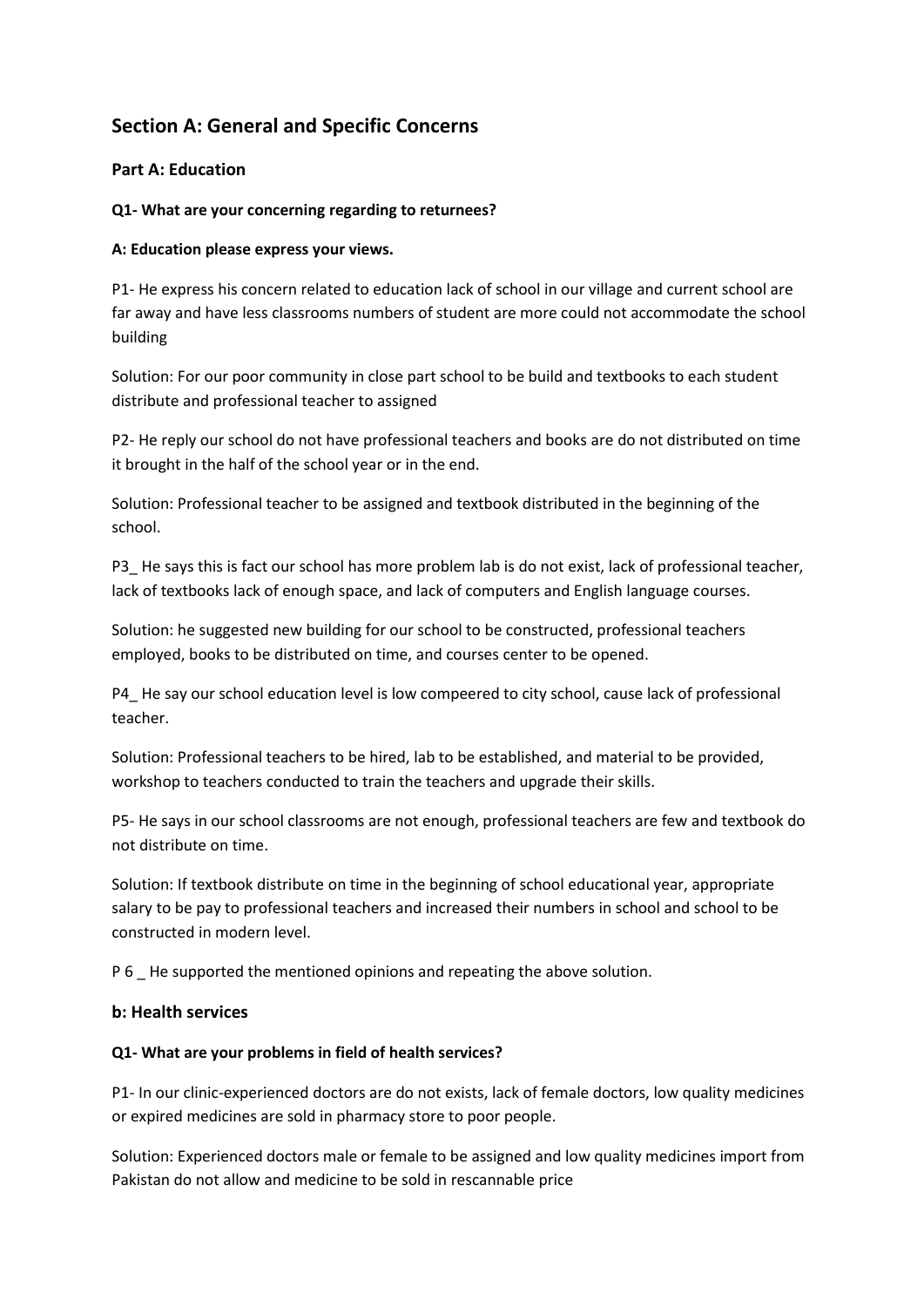## Section A: General and Specific Concerns

### Part A: Education

**Q1- What are your concerning regarding to returnees?**

**A: Education please express your views.**

P1- He express his concern related to education lack of school in our village and current school are far away and have less classrooms numbers of student are more could not accommodate the school building

Solution: For our poor community in close part school to be build and textbooks to each student distribute and professional teacher to assigned

P2- He reply our school do not have professional teachers and books are do not distributed on time it brought in the half of the school year or in the end.

Solution: Professional teacher to be assigned and textbook distributed in the beginning of the school.

P3_ He says this is fact our school has more problem lab is do not exist, lack of professional teacher, lack of textbooks lack of enough space, and lack of computers and English language courses.

Solution: he suggested new building for our school to be constructed, professional teachers employed, books to be distributed on time, and courses center to be opened.

P4_ He say our school education level is low compeered to city school, cause lack of professional teacher.

Solution: Professional teachers to be hired, lab to be established, and material to be provided, workshop to teachers conducted to train the teachers and upgrade their skills.

P5- He says in our school classrooms are not enough, professional teachers are few and textbook do not distribute on time.

Solution: If textbook distribute on time in the beginning of school educational year, appropriate salary to be pay to professional teachers and increased their numbers in school and school to be constructed in modern level.

P 6 _ He supported the mentioned opinions and repeating the above solution.

### b: Health services

**Q1- What are your problems in field of health services?**

P1- In our clinic-experienced doctors are do not exists, lack of female doctors, low quality medicines or expired medicines are sold in pharmacy store to poor people.

Solution: Experienced doctors male or female to be assigned and low quality medicines import from Pakistan do not allow and medicine to be sold in rescannable price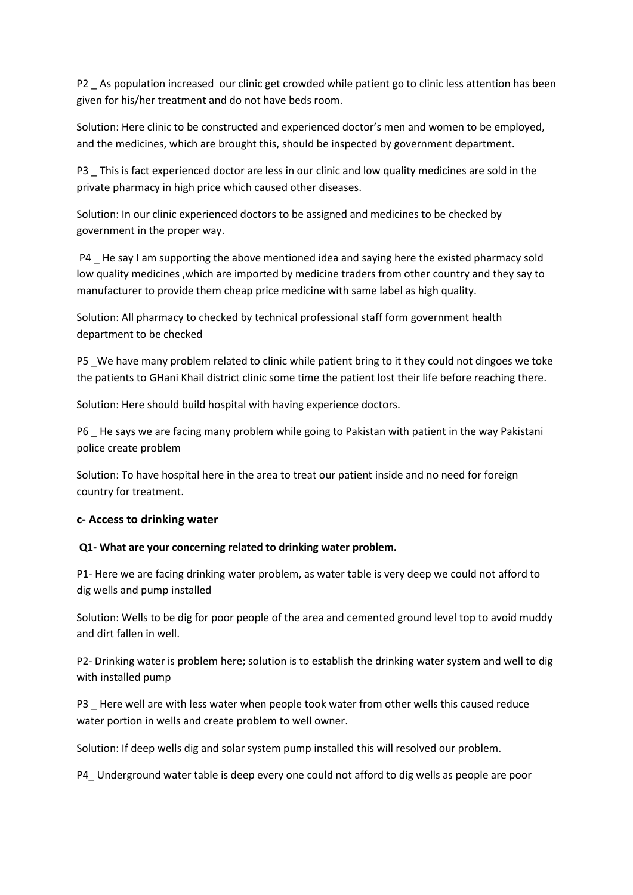P2 _ As population increased our clinic get crowded while patient go to clinic less attention has been given for his/her treatment and do not have beds room.

Solution: Here clinic to be constructed and experienced doctor's men and women to be employed, and the medicines, which are brought this, should be inspected by government department.

P3 _ This is fact experienced doctor are less in our clinic and low quality medicines are sold in the private pharmacy in high price which caused other diseases.

Solution: In our clinic experienced doctors to be assigned and medicines to be checked by government in the proper way.

P4 _ He say I am supporting the above mentioned idea and saying here the existed pharmacy sold low quality medicines ,which are imported by medicine traders from other country and they say to manufacturer to provide them cheap price medicine with same label as high quality.

Solution: All pharmacy to checked by technical professional staff form government health department to be checked

P5 _We have many problem related to clinic while patient bring to it they could not dingoes we toke the patients to GHani Khail district clinic some time the patient lost their life before reaching there.

Solution: Here should build hospital with having experience doctors.

P6 _ He says we are facing many problem while going to Pakistan with patient in the way Pakistani police create problem

Solution: To have hospital here in the area to treat our patient inside and no need for foreign country for treatment.

### c- Access to drinking water

**Q1- What are your concerning related to drinking water problem.**

P1- Here we are facing drinking water problem, as water table is very deep we could not afford to dig wells and pump installed

Solution: Wells to be dig for poor people of the area and cemented ground level top to avoid muddy and dirt fallen in well.

P2- Drinking water is problem here; solution is to establish the drinking water system and well to dig with installed pump

P3 _ Here well are with less water when people took water from other wells this caused reduce water portion in wells and create problem to well owner.

Solution: If deep wells dig and solar system pump installed this will resolved our problem.

P4_ Underground water table is deep every one could not afford to dig wells as people are poor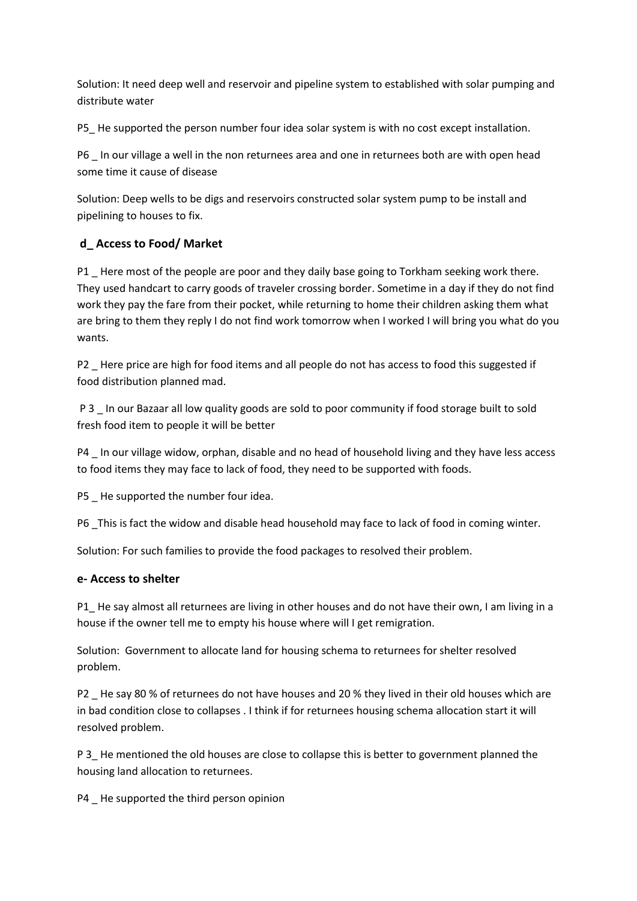Solution: It need deep well and reservoir and pipeline system to established with solar pumping and distribute water

P5_ He supported the person number four idea solar system is with no cost except installation.

P6 _ In our village a well in the non returnees area and one in returnees both are with open head some time it cause of disease

Solution: Deep wells to be digs and reservoirs constructed solar system pump to be install and pipelining to houses to fix.

### d_ Access to Food/ Market

P1 _ Here most of the people are poor and they daily base going to Torkham seeking work there. They used handcart to carry goods of traveler crossing border. Sometime in a day if they do not find work they pay the fare from their pocket, while returning to home their children asking them what are bring to them they reply I do not find work tomorrow when I worked I will bring you what do you wants.

P2 _ Here price are high for food items and all people do not has access to food this suggested if food distribution planned mad.

P 3 _ In our Bazaar all low quality goods are sold to poor community if food storage built to sold fresh food item to people it will be better

P4 _ In our village widow, orphan, disable and no head of household living and they have less access to food items they may face to lack of food, they need to be supported with foods.

P5 _ He supported the number four idea.

P6 _This is fact the widow and disable head household may face to lack of food in coming winter.

Solution: For such families to provide the food packages to resolved their problem.

### e- Access to shelter

P1_ He say almost all returnees are living in other houses and do not have their own, I am living in a house if the owner tell me to empty his house where will I get remigration.

Solution: Government to allocate land for housing schema to returnees for shelter resolved problem.

P2 _ He say 80 % of returnees do not have houses and 20 % they lived in their old houses which are in bad condition close to collapses . I think if for returnees housing schema allocation start it will resolved problem.

P 3_ He mentioned the old houses are close to collapse this is better to government planned the housing land allocation to returnees.

P4 _ He supported the third person opinion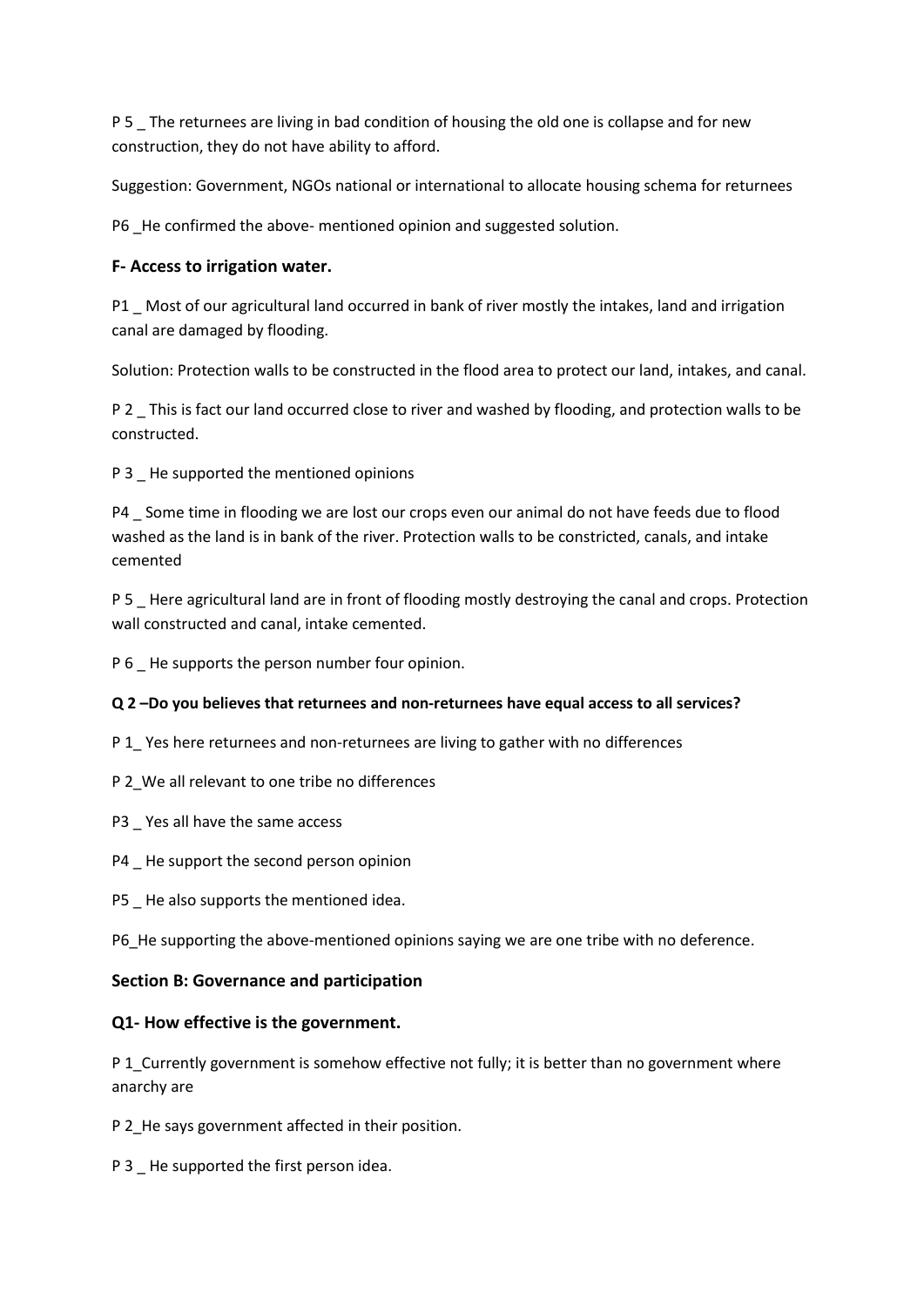P 5 _ The returnees are living in bad condition of housing the old one is collapse and for new construction, they do not have ability to afford.

Suggestion: Government, NGOs national or international to allocate housing schema for returnees

P6 _He confirmed the above- mentioned opinion and suggested solution.

### F- Access to irrigation water.

P1 _ Most of our agricultural land occurred in bank of river mostly the intakes, land and irrigation canal are damaged by flooding.

Solution: Protection walls to be constructed in the flood area to protect our land, intakes, and canal.

P 2 _ This is fact our land occurred close to river and washed by flooding, and protection walls to be constructed.

P 3 _ He supported the mentioned opinions

P4 _ Some time in flooding we are lost our crops even our animal do not have feeds due to flood washed as the land is in bank of the river. Protection walls to be constricted, canals, and intake cemented

P 5 _ Here agricultural land are in front of flooding mostly destroying the canal and crops. Protection wall constructed and canal, intake cemented.

P 6 _ He supports the person number four opinion.

**Q 2 –Do you believes that returnees and non-returnees have equal access to all services?**

P 1_ Yes here returnees and non-returnees are living to gather with no differences

P 2_We all relevant to one tribe no differences

P3 _ Yes all have the same access

P4 _ He support the second person opinion

P5 _ He also supports the mentioned idea.

P6_He supporting the above-mentioned opinions saying we are one tribe with no deference.

## Section B: Governance and participation

### Q1- How effective is the government.

P 1_Currently government is somehow effective not fully; it is better than no government where anarchy are

P 2_He says government affected in their position.

P 3 _ He supported the first person idea.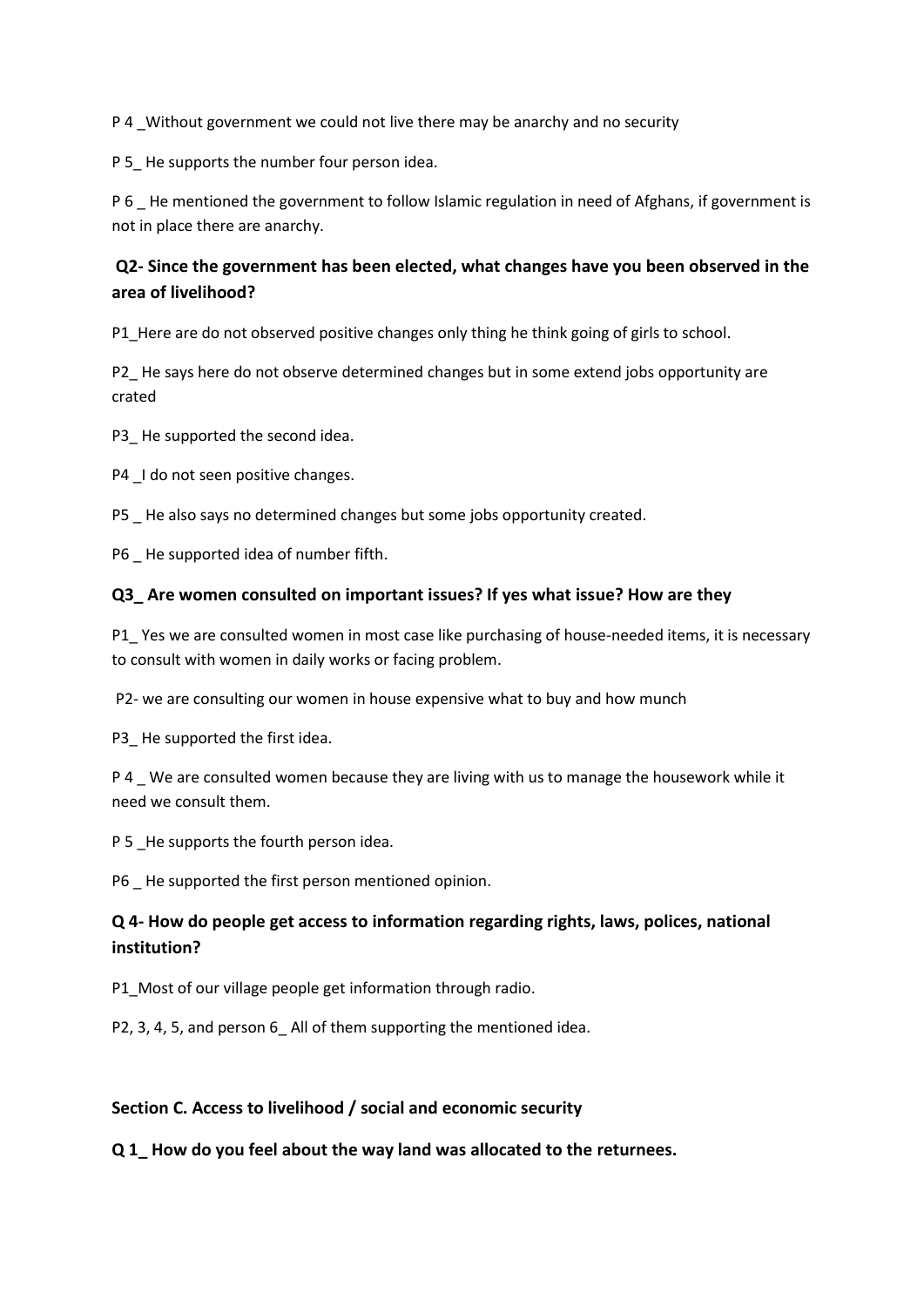P 4 _Without government we could not live there may be anarchy and no security

P 5_ He supports the number four person idea.

P 6 _ He mentioned the government to follow Islamic regulation in need of Afghans, if government is not in place there are anarchy.

### Q2- Since the government has been elected, what changes have you been observed in the area of livelihood?

P1_Here are do not observed positive changes only thing he think going of girls to school.

P2_ He says here do not observe determined changes but in some extend jobs opportunity are crated

P3_ He supported the second idea.

P4 _I do not seen positive changes.

P5 _ He also says no determined changes but some jobs opportunity created.

P6 _ He supported idea of number fifth.

### Q3_ Are women consulted on important issues? If yes what issue? How are they

P1_ Yes we are consulted women in most case like purchasing of house-needed items, it is necessary to consult with women in daily works or facing problem.

P2- we are consulting our women in house expensive what to buy and how munch

P3_ He supported the first idea.

P 4 _ We are consulted women because they are living with us to manage the housework while it need we consult them.

P 5 _He supports the fourth person idea.

P6 _ He supported the first person mentioned opinion.

### Q 4- How do people get access to information regarding rights, laws, polices, national institution?

P1_Most of our village people get information through radio.

P2, 3, 4, 5, and person 6_ All of them supporting the mentioned idea.

### Section C. Access to livelihood / social and economic security

### Q 1_ How do you feel about the way land was allocated to the returnees.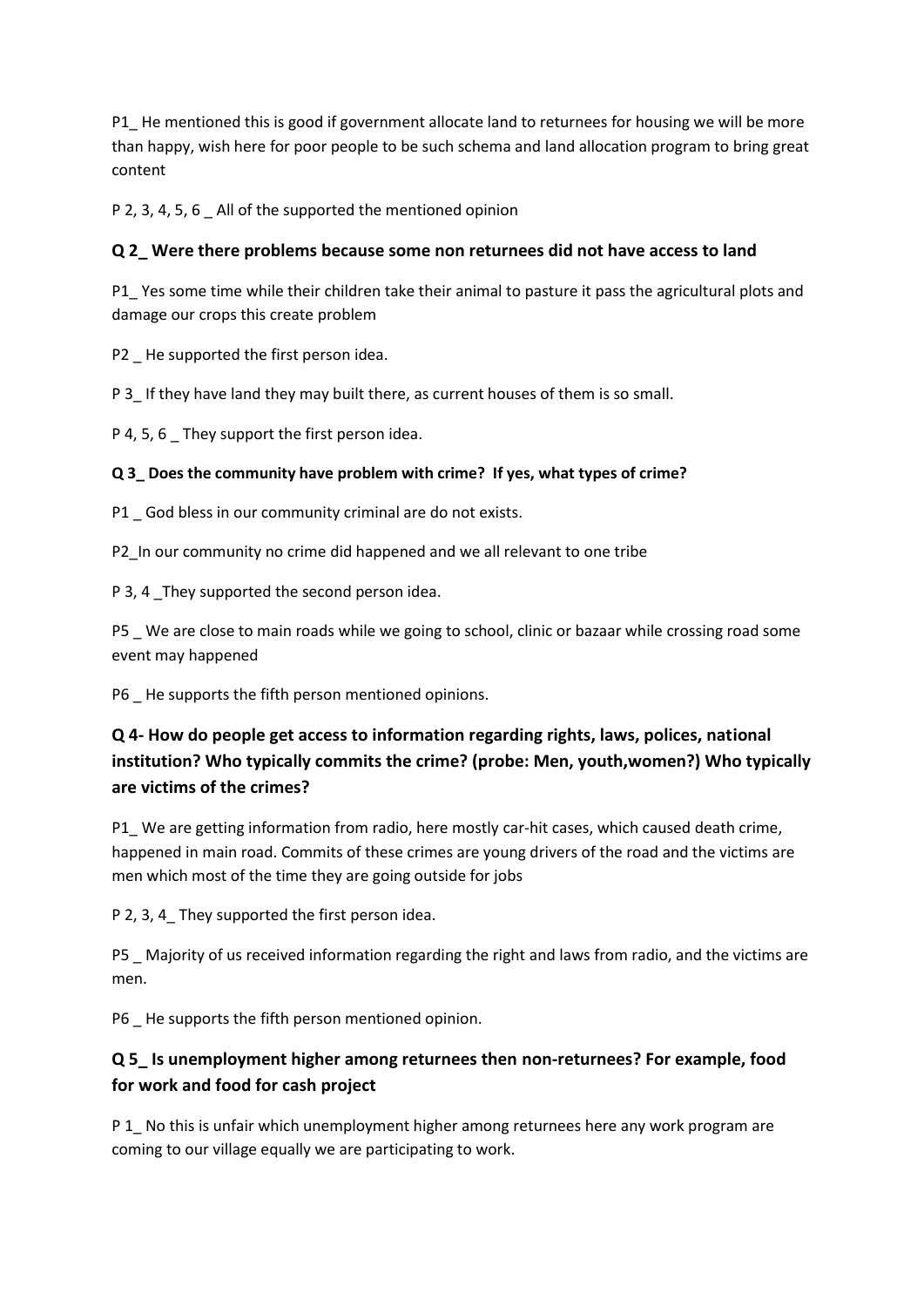P1_ He mentioned this is good if government allocate land to returnees for housing we will be more than happy, wish here for poor people to be such schema and land allocation program to bring great content

P 2, 3, 4, 5, 6 _ All of the supported the mentioned opinion

### Q 2_ Were there problems because some non returnees did not have access to land

P1_ Yes some time while their children take their animal to pasture it pass the agricultural plots and damage our crops this create problem

P2 _ He supported the first person idea.

P 3_ If they have land they may built there, as current houses of them is so small.

P 4, 5, 6 _ They support the first person idea.

**Q 3_ Does the community have problem with crime? If yes, what types of crime?**

P1 _ God bless in our community criminal are do not exists.

P2_In our community no crime did happened and we all relevant to one tribe

P 3, 4 _They supported the second person idea.

P5 _ We are close to main roads while we going to school, clinic or bazaar while crossing road some event may happened

P6 _ He supports the fifth person mentioned opinions.

### Q 4- How do people get access to information regarding rights, laws, polices, national institution? Who typically commits the crime? (probe: Men, youth,women?) Who typically are victims of the crimes?

P1_ We are getting information from radio, here mostly car-hit cases, which caused death crime, happened in main road. Commits of these crimes are young drivers of the road and the victims are men which most of the time they are going outside for jobs

P 2, 3, 4_ They supported the first person idea.

P5 _ Majority of us received information regarding the right and laws from radio, and the victims are men.

P6 _ He supports the fifth person mentioned opinion.

### Q 5_ Is unemployment higher among returnees then non-returnees? For example, food for work and food for cash project

P 1_ No this is unfair which unemployment higher among returnees here any work program are coming to our village equally we are participating to work.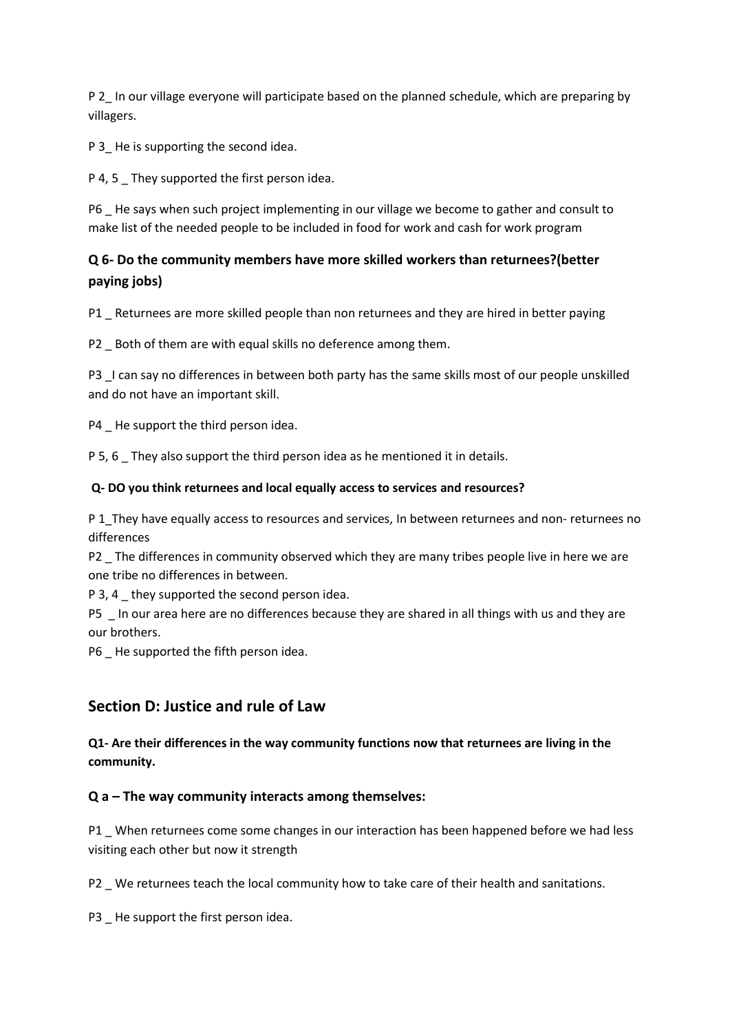P 2_ In our village everyone will participate based on the planned schedule, which are preparing by villagers.

P 3_ He is supporting the second idea.

P 4, 5 _ They supported the first person idea.

P6 _ He says when such project implementing in our village we become to gather and consult to make list of the needed people to be included in food for work and cash for work program

### Q 6- Do the community members have more skilled workers than returnees?(better paying jobs)

P1 _ Returnees are more skilled people than non returnees and they are hired in better paying

P2 _ Both of them are with equal skills no deference among them.

P3 _I can say no differences in between both party has the same skills most of our people unskilled and do not have an important skill.

P4 _ He support the third person idea.

P 5, 6 _ They also support the third person idea as he mentioned it in details.

**Q- DO you think returnees and local equally access to services and resources?**

P 1_They have equally access to resources and services, In between returnees and non- returnees no differences

P2 _ The differences in community observed which they are many tribes people live in here we are one tribe no differences in between.

P 3, 4 _ they supported the second person idea.

P5 _ In our area here are no differences because they are shared in all things with us and they are our brothers.

P6 _ He supported the fifth person idea.

## Section D: Justice and rule of Law

### Q1- Are their differences in the way community functions now that returnees are living in the community.

### Q a – The way community interacts among themselves:

P1 _ When returnees come some changes in our interaction has been happened before we had less visiting each other but now it strength

P2 _ We returnees teach the local community how to take care of their health and sanitations.

P3 _ He support the first person idea.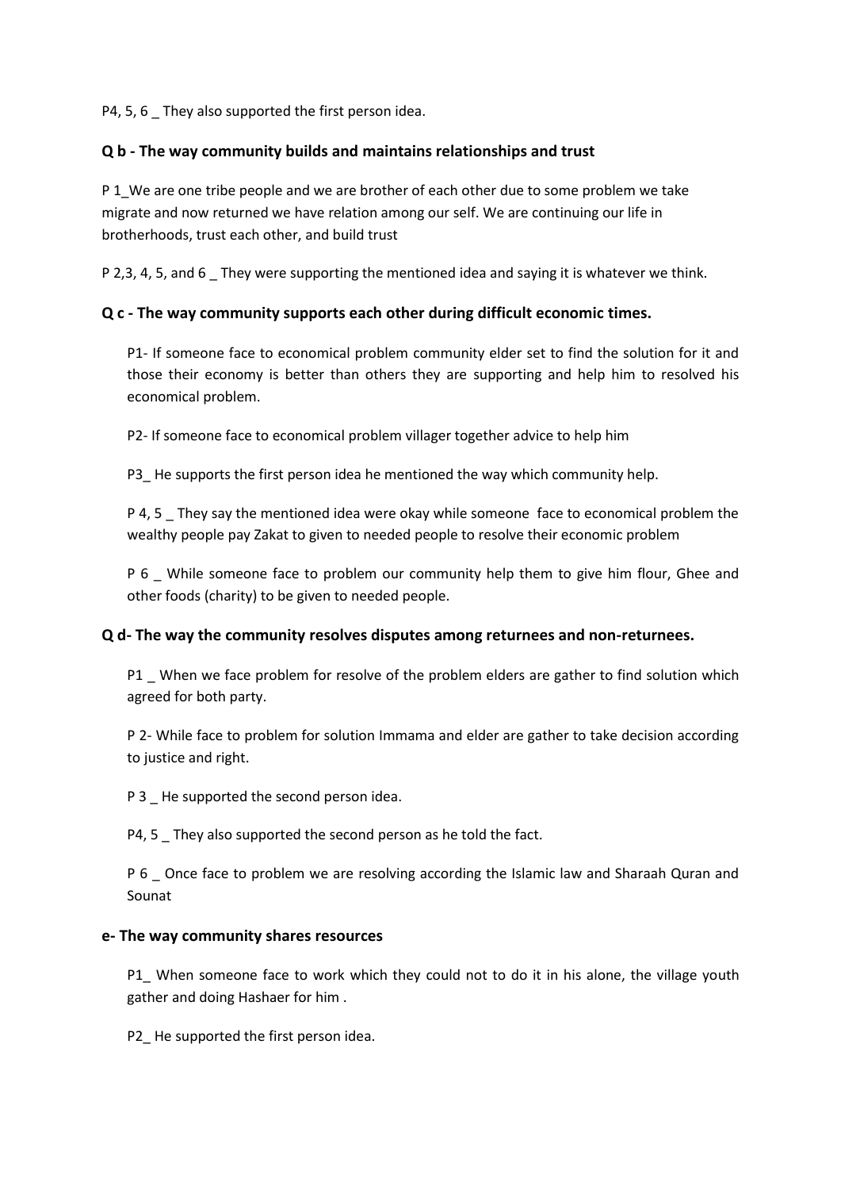P4, 5, 6 _ They also supported the first person idea.

### Q b - The way community builds and maintains relationships and trust

P 1_We are one tribe people and we are brother of each other due to some problem we take migrate and now returned we have relation among our self. We are continuing our life in brotherhoods, trust each other, and build trust

P 2,3, 4, 5, and 6 _ They were supporting the mentioned idea and saying it is whatever we think.

### Q c - The way community supports each other during difficult economic times.

P1- If someone face to economical problem community elder set to find the solution for it and those their economy is better than others they are supporting and help him to resolved his economical problem.

P2- If someone face to economical problem villager together advice to help him

P3_ He supports the first person idea he mentioned the way which community help.

P 4, 5 _ They say the mentioned idea were okay while someone face to economical problem the wealthy people pay Zakat to given to needed people to resolve their economic problem

P 6 _ While someone face to problem our community help them to give him flour, Ghee and other foods (charity) to be given to needed people.

### Q d- The way the community resolves disputes among returnees and non-returnees.

P1 _ When we face problem for resolve of the problem elders are gather to find solution which agreed for both party.

P 2- While face to problem for solution Immama and elder are gather to take decision according to justice and right.

P 3 _ He supported the second person idea.

P4, 5 _ They also supported the second person as he told the fact.

P 6 _ Once face to problem we are resolving according the Islamic law and Sharaah Quran and Sounat

### e- The way community shares resources

P1_ When someone face to work which they could not to do it in his alone, the village youth gather and doing Hashaer for him .

P2_ He supported the first person idea.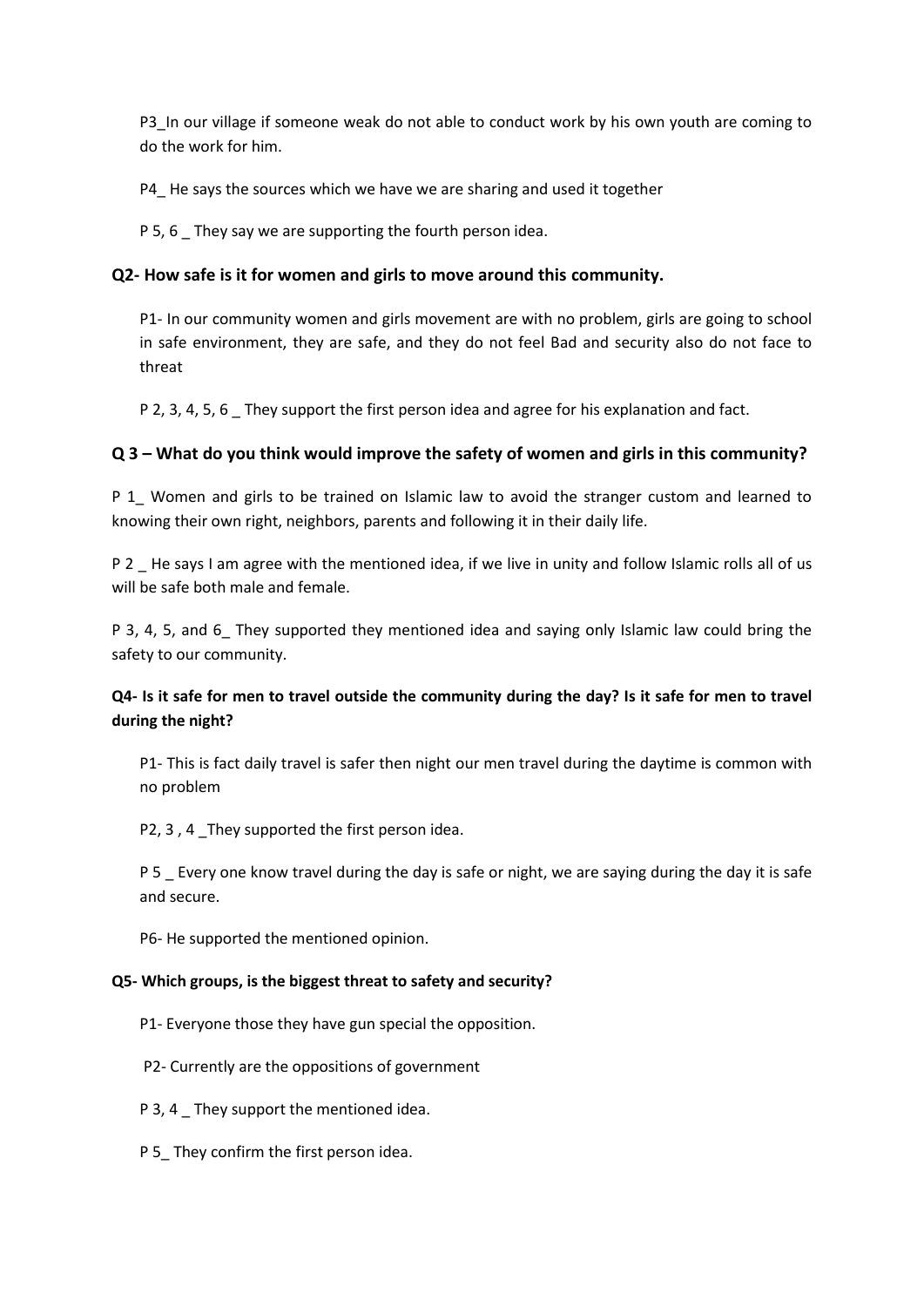P3_In our village if someone weak do not able to conduct work by his own youth are coming to do the work for him.

P4_ He says the sources which we have we are sharing and used it together

P 5, 6 _ They say we are supporting the fourth person idea.

### Q2- How safe is it for women and girls to move around this community.

P1- In our community women and girls movement are with no problem, girls are going to school in safe environment, they are safe, and they do not feel Bad and security also do not face to threat

P 2, 3, 4, 5, 6 _ They support the first person idea and agree for his explanation and fact.

### Q 3 – What do you think would improve the safety of women and girls in this community?

P 1_ Women and girls to be trained on Islamic law to avoid the stranger custom and learned to knowing their own right, neighbors, parents and following it in their daily life.

P 2 _ He says I am agree with the mentioned idea, if we live in unity and follow Islamic rolls all of us will be safe both male and female.

P 3, 4, 5, and 6_ They supported they mentioned idea and saying only Islamic law could bring the safety to our community.

### Q4- Is it safe for men to travel outside the community during the day? Is it safe for men to travel during the night?

P1- This is fact daily travel is safer then night our men travel during the daytime is common with no problem

P2, 3 , 4 _They supported the first person idea.

P 5 _ Every one know travel during the day is safe or night, we are saying during the day it is safe and secure.

P6- He supported the mentioned opinion.

#### Q5- Which groups, is the biggest threat to safety and security?

P1- Everyone those they have gun special the opposition.

P2- Currently are the oppositions of government

P 3, 4 _ They support the mentioned idea.

P 5_ They confirm the first person idea.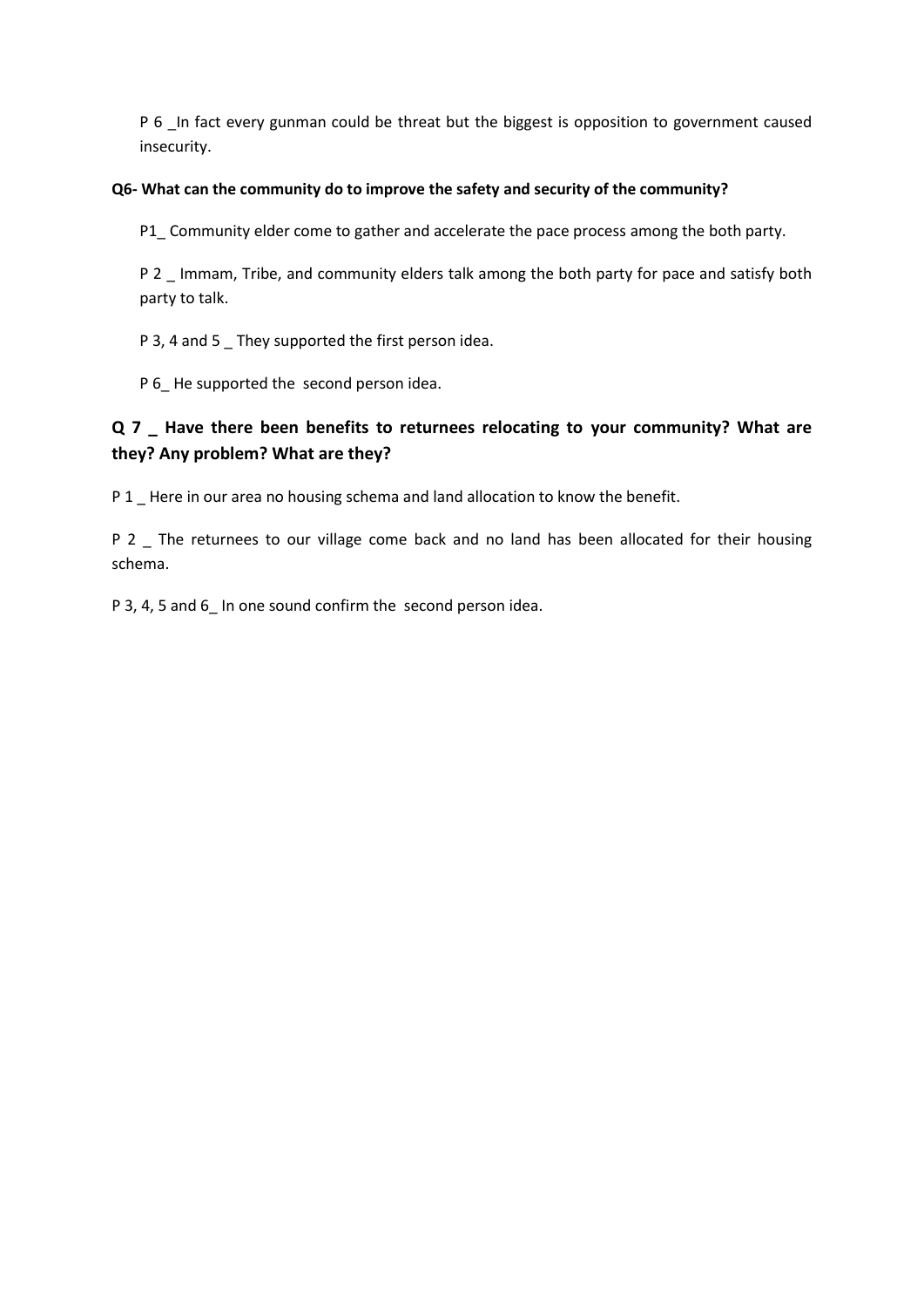P 6 _In fact every gunman could be threat but the biggest is opposition to government caused insecurity.

**Q6- What can the community do to improve the safety and security of the community?**

P1_ Community elder come to gather and accelerate the pace process among the both party.

P 2 _ Immam, Tribe, and community elders talk among the both party for pace and satisfy both party to talk.

P 3, 4 and 5 _ They supported the first person idea.

P 6_ He supported the second person idea.

### Q 7 _ Have there been benefits to returnees relocating to your community? What are they? Any problem? What are they?

P 1 _ Here in our area no housing schema and land allocation to know the benefit.

P 2 _ The returnees to our village come back and no land has been allocated for their housing schema.

P 3, 4, 5 and 6_ In one sound confirm the second person idea.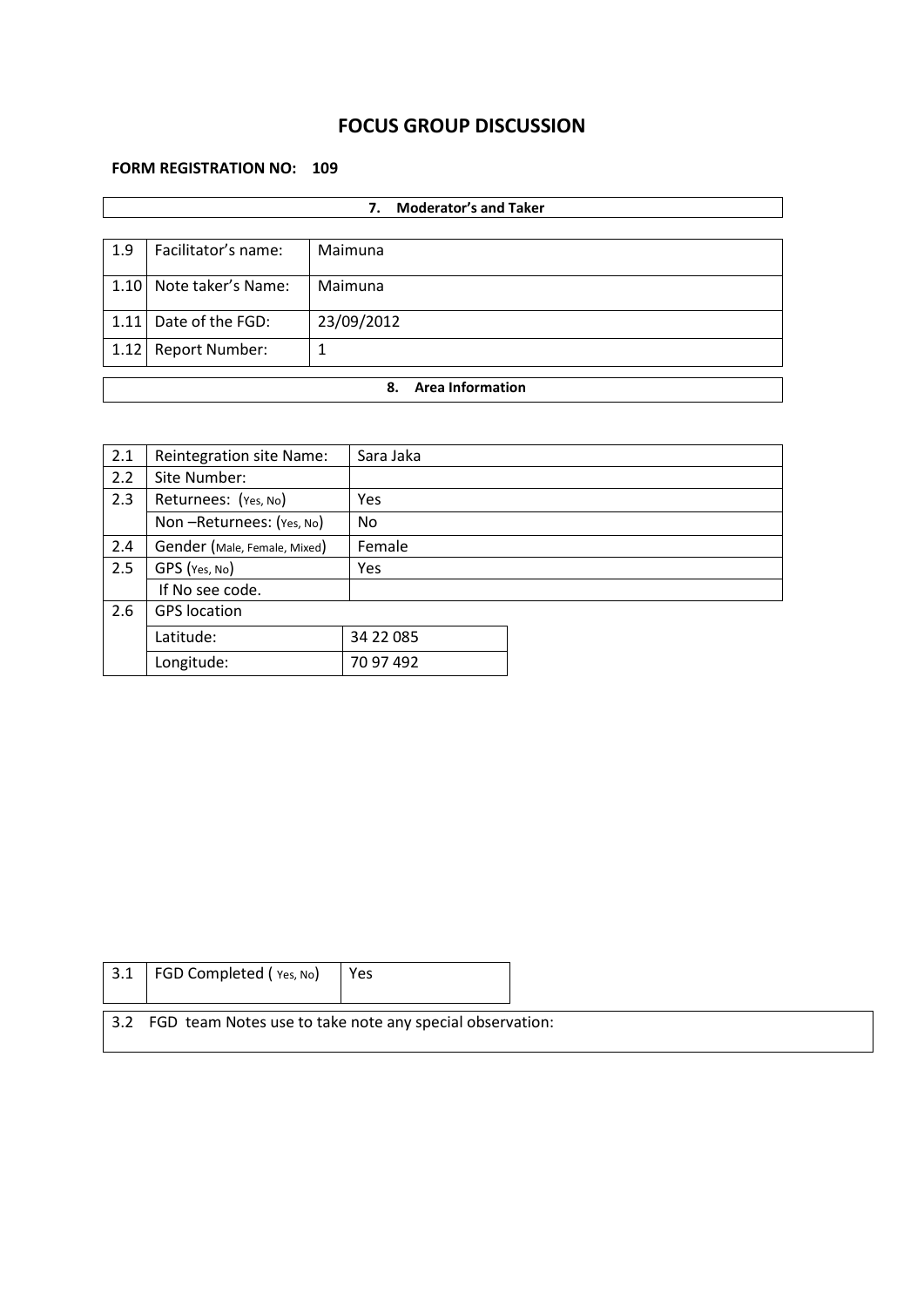# FOCUS GROUP DISCUSSION

**FORM REGISTRATION NO: 109**

| **7. Moderator's and Taker** | | |
|---|---|---|
| 1.9 | Facilitator's name: | Maimuna |
| 1.10 | Note taker's Name: | Maimuna |
| 1.11 | Date of the FGD: | 23/09/2012 |
| 1.12 | Report Number: | 1 |

| **8. Area Information** | | |
|---|---|---|
| 2.1 | Reintegration site Name: | Sara Jaka |
| 2.2 | Site Number: | |
| 2.3 | Returnees: (Yes, No) | Yes |
| | Non –Returnees: (Yes, No) | No |
| 2.4 | Gender (Male, Female, Mixed) | Female |
| 2.5 | GPS (Yes, No) | Yes |
| | If No see code. | |
| 2.6 | GPS location | |
| | Latitude: | 34 22 085 |
| | Longitude: | 70 97 492 |

| 3.1 | FGD Completed ( Yes, No) | Yes |
|---|---|---|

3.2 FGD team Notes use to take note any special observation: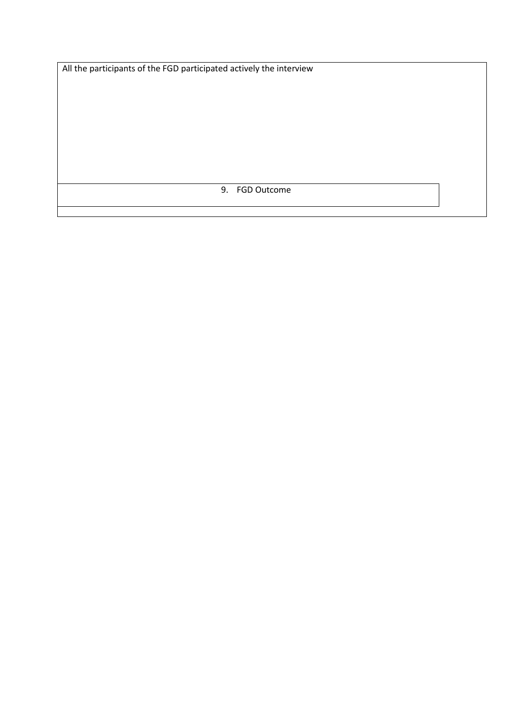All the participants of the FGD participated actively the interview

9. FGD Outcome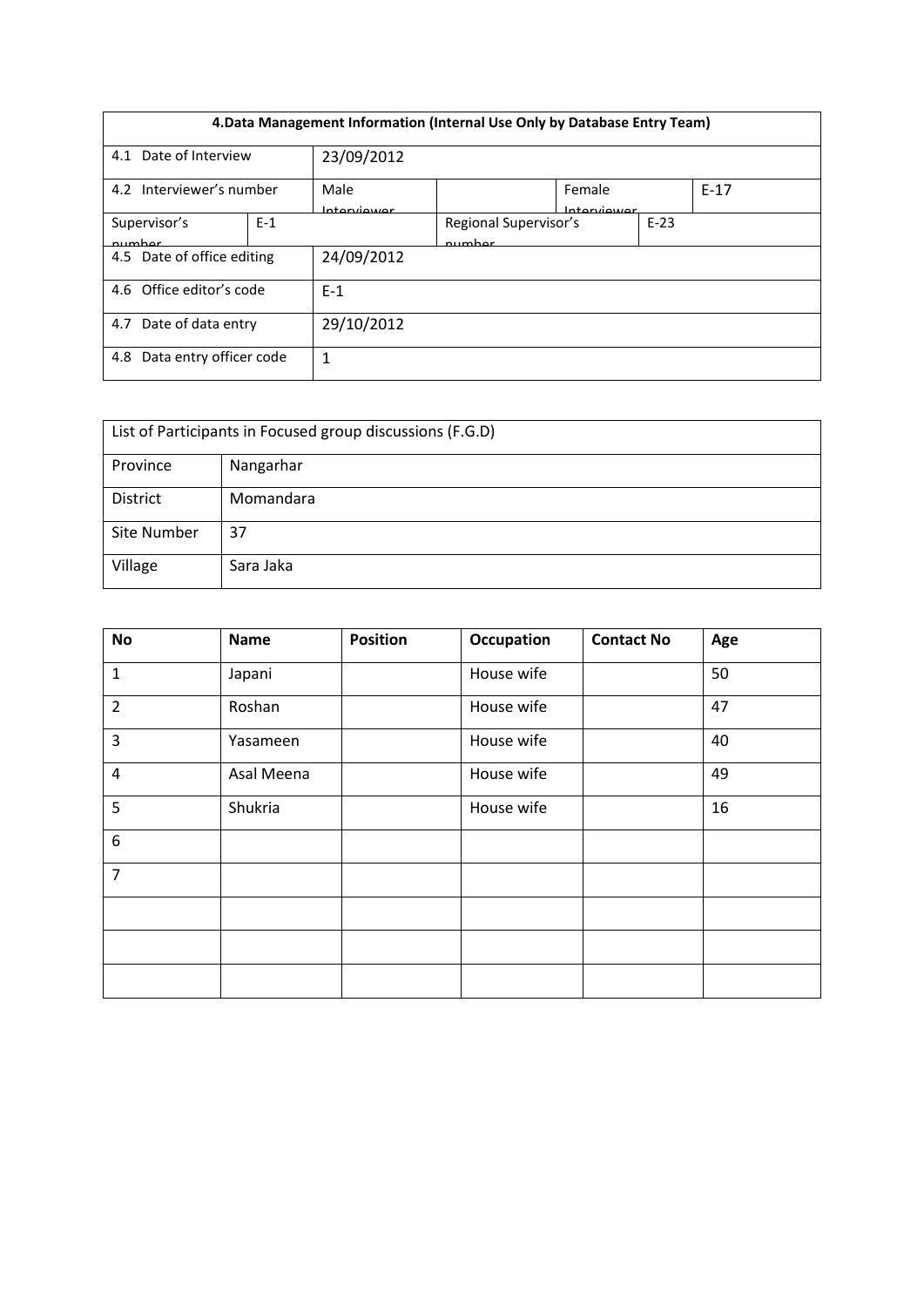| 4.Data Management Information (Internal Use Only by Database Entry Team) | | | | | |
|---|---|---|---|---|---|
| 4.1 Date of Interview | | 23/09/2012 | | | |
| 4.2 Interviewer's number | | Male Interviewer | | Female Interviewer | E-17 |
| Supervisor's number | E-1 | | Regional Supervisor's number | | E-23 |
| 4.5 Date of office editing | | 24/09/2012 | | | |
| 4.6 Office editor's code | | E-1 | | | |
| 4.7 Date of data entry | | 29/10/2012 | | | |
| 4.8 Data entry officer code | | 1 | | | |

| List of Participants in Focused group discussions (F.G.D) | |
|---|---|
| Province | Nangarhar |
| District | Momandara |
| Site Number | 37 |
| Village | Sara Jaka |

| No | Name | Position | Occupation | Contact No | Age |
|---|---|---|---|---|---|
| 1 | Japani | | House wife | | 50 |
| 2 | Roshan | | House wife | | 47 |
| 3 | Yasameen | | House wife | | 40 |
| 4 | Asal Meena | | House wife | | 49 |
| 5 | Shukria | | House wife | | 16 |
| 6 | | | | | |
| 7 | | | | | |
| | | | | | |
| | | | | | |
| | | | | | |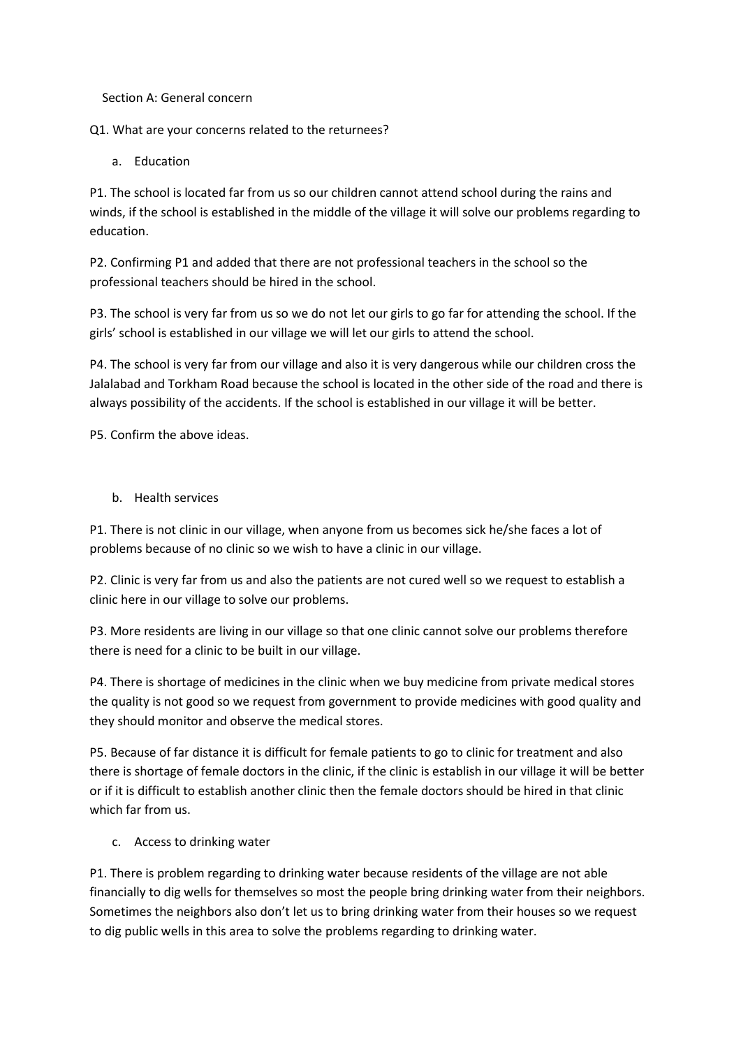Section A: General concern

Q1. What are your concerns related to the returnees?

a. Education

P1. The school is located far from us so our children cannot attend school during the rains and winds, if the school is established in the middle of the village it will solve our problems regarding to education.

P2. Confirming P1 and added that there are not professional teachers in the school so the professional teachers should be hired in the school.

P3. The school is very far from us so we do not let our girls to go far for attending the school. If the girls' school is established in our village we will let our girls to attend the school.

P4. The school is very far from our village and also it is very dangerous while our children cross the Jalalabad and Torkham Road because the school is located in the other side of the road and there is always possibility of the accidents. If the school is established in our village it will be better.

P5. Confirm the above ideas.

b. Health services

P1. There is not clinic in our village, when anyone from us becomes sick he/she faces a lot of problems because of no clinic so we wish to have a clinic in our village.

P2. Clinic is very far from us and also the patients are not cured well so we request to establish a clinic here in our village to solve our problems.

P3. More residents are living in our village so that one clinic cannot solve our problems therefore there is need for a clinic to be built in our village.

P4. There is shortage of medicines in the clinic when we buy medicine from private medical stores the quality is not good so we request from government to provide medicines with good quality and they should monitor and observe the medical stores.

P5. Because of far distance it is difficult for female patients to go to clinic for treatment and also there is shortage of female doctors in the clinic, if the clinic is establish in our village it will be better or if it is difficult to establish another clinic then the female doctors should be hired in that clinic which far from us.

c. Access to drinking water

P1. There is problem regarding to drinking water because residents of the village are not able financially to dig wells for themselves so most the people bring drinking water from their neighbors. Sometimes the neighbors also don't let us to bring drinking water from their houses so we request to dig public wells in this area to solve the problems regarding to drinking water.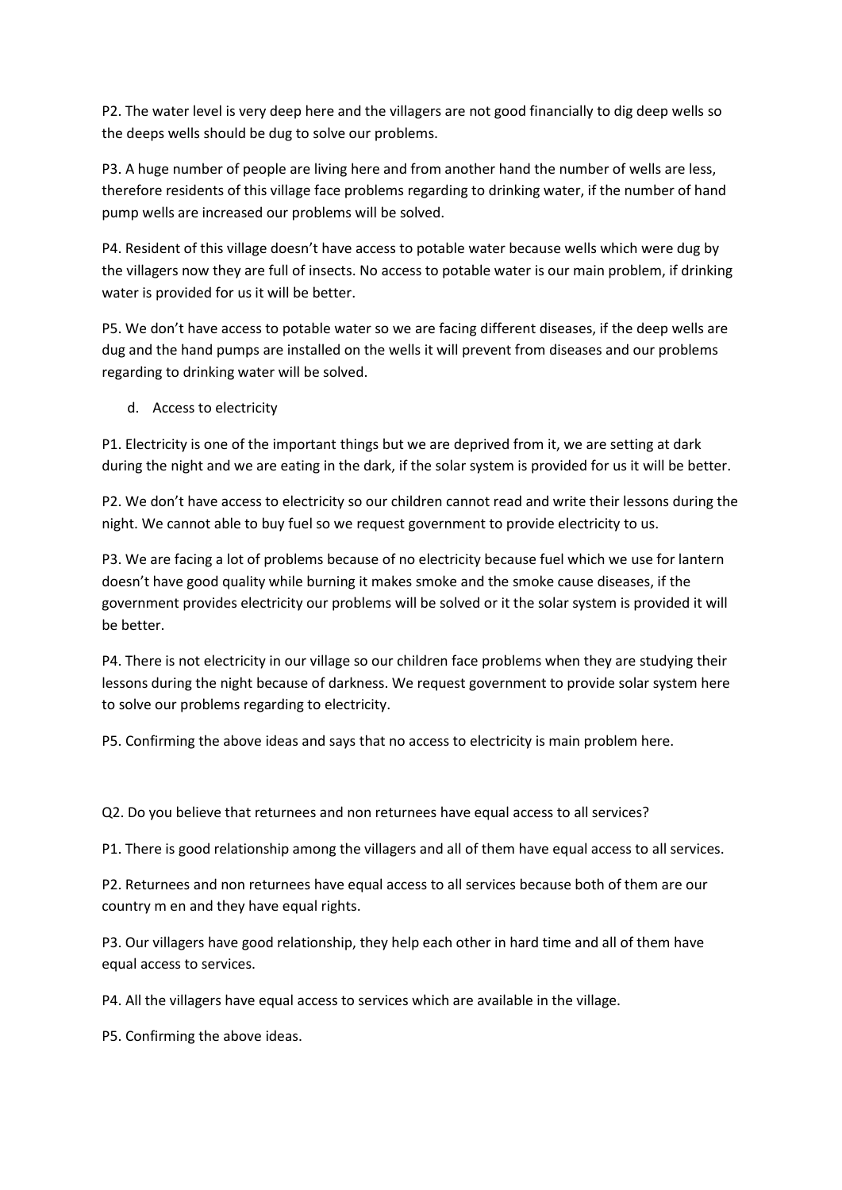P2. The water level is very deep here and the villagers are not good financially to dig deep wells so the deeps wells should be dug to solve our problems.

P3. A huge number of people are living here and from another hand the number of wells are less, therefore residents of this village face problems regarding to drinking water, if the number of hand pump wells are increased our problems will be solved.

P4. Resident of this village doesn't have access to potable water because wells which were dug by the villagers now they are full of insects. No access to potable water is our main problem, if drinking water is provided for us it will be better.

P5. We don't have access to potable water so we are facing different diseases, if the deep wells are dug and the hand pumps are installed on the wells it will prevent from diseases and our problems regarding to drinking water will be solved.

d. Access to electricity

P1. Electricity is one of the important things but we are deprived from it, we are setting at dark during the night and we are eating in the dark, if the solar system is provided for us it will be better.

P2. We don't have access to electricity so our children cannot read and write their lessons during the night. We cannot able to buy fuel so we request government to provide electricity to us.

P3. We are facing a lot of problems because of no electricity because fuel which we use for lantern doesn't have good quality while burning it makes smoke and the smoke cause diseases, if the government provides electricity our problems will be solved or it the solar system is provided it will be better.

P4. There is not electricity in our village so our children face problems when they are studying their lessons during the night because of darkness. We request government to provide solar system here to solve our problems regarding to electricity.

P5. Confirming the above ideas and says that no access to electricity is main problem here.

Q2. Do you believe that returnees and non returnees have equal access to all services?

P1. There is good relationship among the villagers and all of them have equal access to all services.

P2. Returnees and non returnees have equal access to all services because both of them are our country m en and they have equal rights.

P3. Our villagers have good relationship, they help each other in hard time and all of them have equal access to services.

P4. All the villagers have equal access to services which are available in the village.

P5. Confirming the above ideas.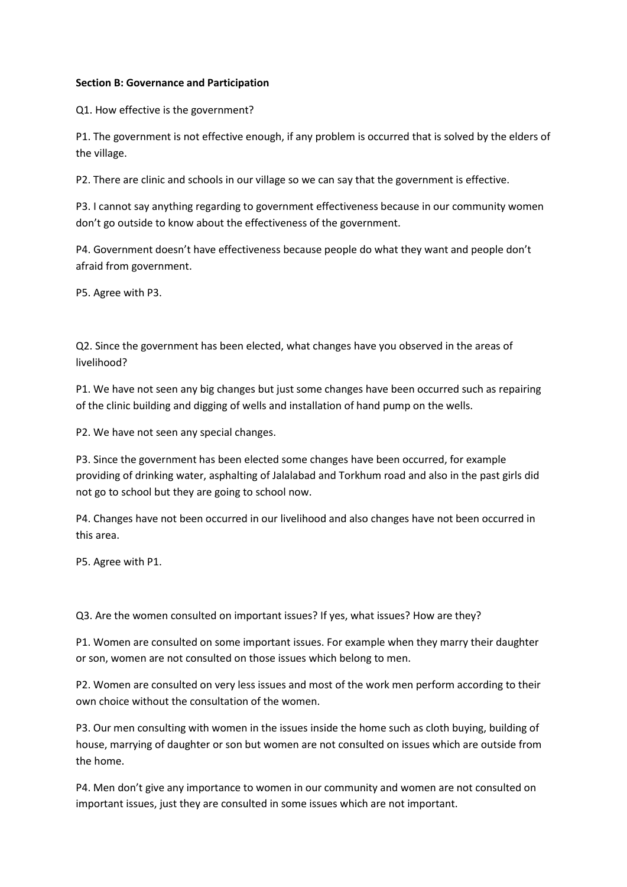**Section B: Governance and Participation**

Q1. How effective is the government?

P1. The government is not effective enough, if any problem is occurred that is solved by the elders of the village.

P2. There are clinic and schools in our village so we can say that the government is effective.

P3. I cannot say anything regarding to government effectiveness because in our community women don't go outside to know about the effectiveness of the government.

P4. Government doesn't have effectiveness because people do what they want and people don't afraid from government.

P5. Agree with P3.

Q2. Since the government has been elected, what changes have you observed in the areas of livelihood?

P1. We have not seen any big changes but just some changes have been occurred such as repairing of the clinic building and digging of wells and installation of hand pump on the wells.

P2. We have not seen any special changes.

P3. Since the government has been elected some changes have been occurred, for example providing of drinking water, asphalting of Jalalabad and Torkhum road and also in the past girls did not go to school but they are going to school now.

P4. Changes have not been occurred in our livelihood and also changes have not been occurred in this area.

P5. Agree with P1.

Q3. Are the women consulted on important issues? If yes, what issues? How are they?

P1. Women are consulted on some important issues. For example when they marry their daughter or son, women are not consulted on those issues which belong to men.

P2. Women are consulted on very less issues and most of the work men perform according to their own choice without the consultation of the women.

P3. Our men consulting with women in the issues inside the home such as cloth buying, building of house, marrying of daughter or son but women are not consulted on issues which are outside from the home.

P4. Men don't give any importance to women in our community and women are not consulted on important issues, just they are consulted in some issues which are not important.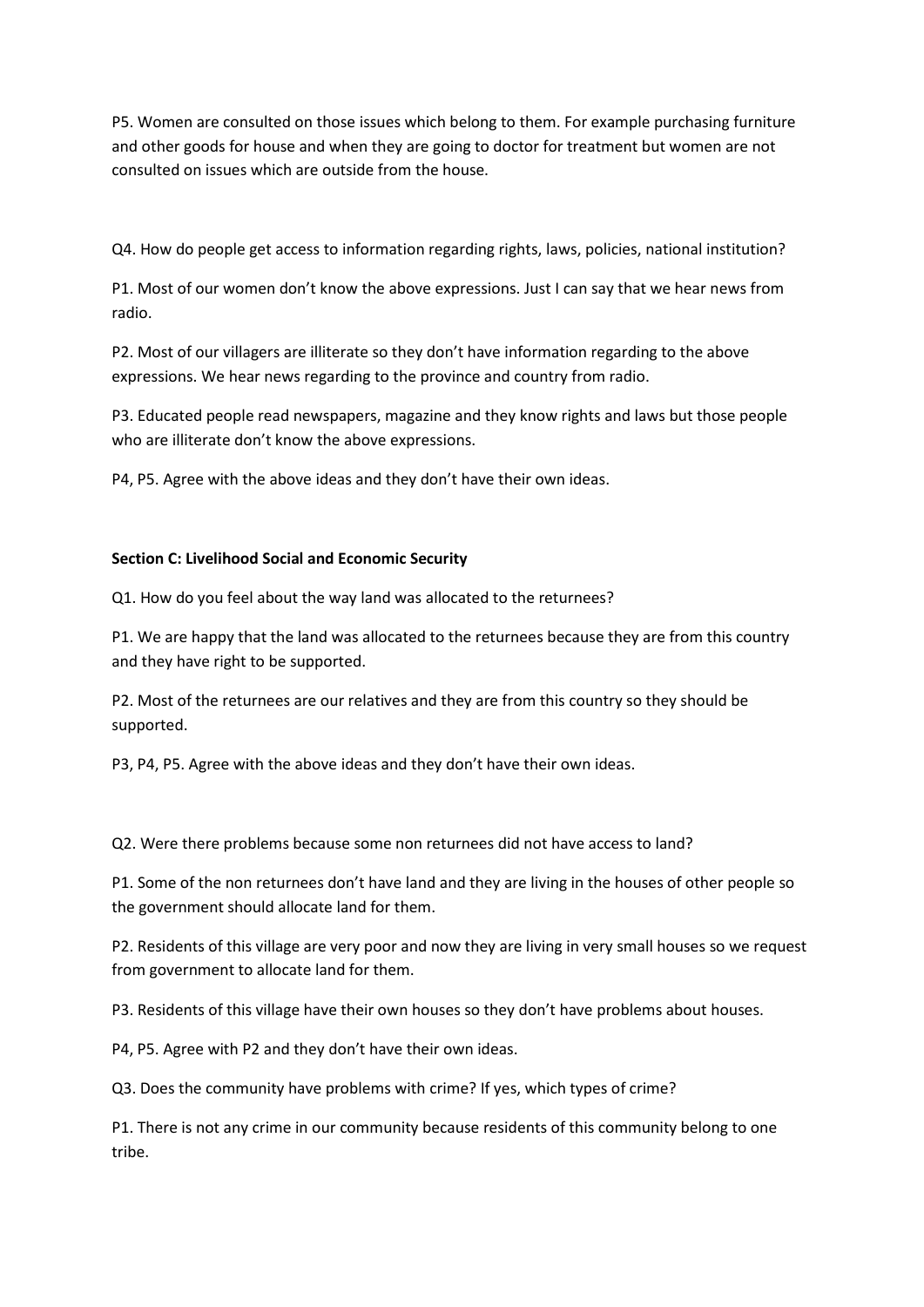P5. Women are consulted on those issues which belong to them. For example purchasing furniture and other goods for house and when they are going to doctor for treatment but women are not consulted on issues which are outside from the house.

Q4. How do people get access to information regarding rights, laws, policies, national institution?

P1. Most of our women don't know the above expressions. Just I can say that we hear news from radio.

P2. Most of our villagers are illiterate so they don't have information regarding to the above expressions. We hear news regarding to the province and country from radio.

P3. Educated people read newspapers, magazine and they know rights and laws but those people who are illiterate don't know the above expressions.

P4, P5. Agree with the above ideas and they don't have their own ideas.

**Section C: Livelihood Social and Economic Security**

Q1. How do you feel about the way land was allocated to the returnees?

P1. We are happy that the land was allocated to the returnees because they are from this country and they have right to be supported.

P2. Most of the returnees are our relatives and they are from this country so they should be supported.

P3, P4, P5. Agree with the above ideas and they don't have their own ideas.

Q2. Were there problems because some non returnees did not have access to land?

P1. Some of the non returnees don't have land and they are living in the houses of other people so the government should allocate land for them.

P2. Residents of this village are very poor and now they are living in very small houses so we request from government to allocate land for them.

P3. Residents of this village have their own houses so they don't have problems about houses.

P4, P5. Agree with P2 and they don't have their own ideas.

Q3. Does the community have problems with crime? If yes, which types of crime?

P1. There is not any crime in our community because residents of this community belong to one tribe.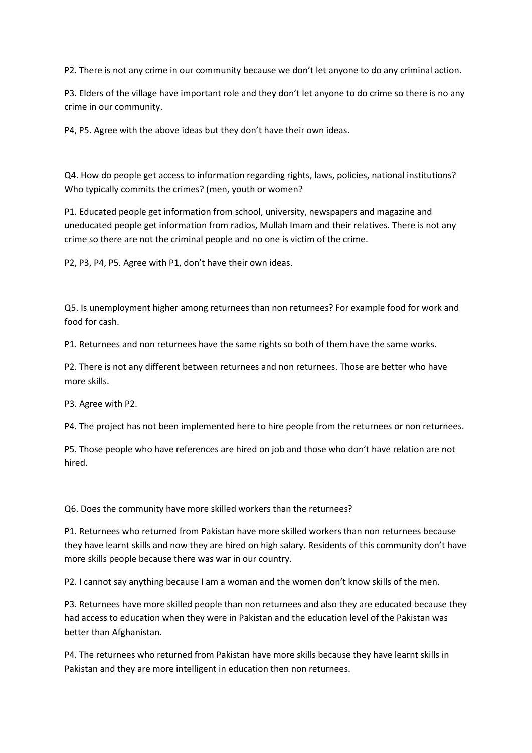P2. There is not any crime in our community because we don't let anyone to do any criminal action.

P3. Elders of the village have important role and they don't let anyone to do crime so there is no any crime in our community.

P4, P5. Agree with the above ideas but they don't have their own ideas.

Q4. How do people get access to information regarding rights, laws, policies, national institutions? Who typically commits the crimes? (men, youth or women?

P1. Educated people get information from school, university, newspapers and magazine and uneducated people get information from radios, Mullah Imam and their relatives. There is not any crime so there are not the criminal people and no one is victim of the crime.

P2, P3, P4, P5. Agree with P1, don't have their own ideas.

Q5. Is unemployment higher among returnees than non returnees? For example food for work and food for cash.

P1. Returnees and non returnees have the same rights so both of them have the same works.

P2. There is not any different between returnees and non returnees. Those are better who have more skills.

P3. Agree with P2.

P4. The project has not been implemented here to hire people from the returnees or non returnees.

P5. Those people who have references are hired on job and those who don't have relation are not hired.

Q6. Does the community have more skilled workers than the returnees?

P1. Returnees who returned from Pakistan have more skilled workers than non returnees because they have learnt skills and now they are hired on high salary. Residents of this community don't have more skills people because there was war in our country.

P2. I cannot say anything because I am a woman and the women don't know skills of the men.

P3. Returnees have more skilled people than non returnees and also they are educated because they had access to education when they were in Pakistan and the education level of the Pakistan was better than Afghanistan.

P4. The returnees who returned from Pakistan have more skills because they have learnt skills in Pakistan and they are more intelligent in education then non returnees.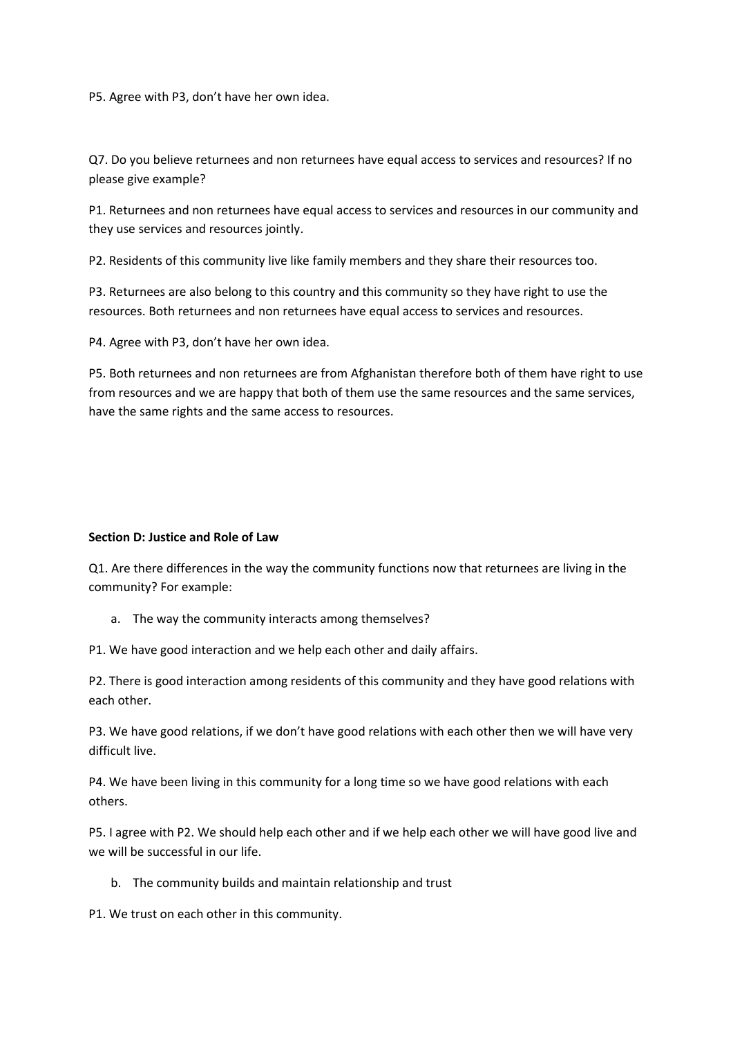P5. Agree with P3, don't have her own idea.

Q7. Do you believe returnees and non returnees have equal access to services and resources? If no please give example?

P1. Returnees and non returnees have equal access to services and resources in our community and they use services and resources jointly.

P2. Residents of this community live like family members and they share their resources too.

P3. Returnees are also belong to this country and this community so they have right to use the resources. Both returnees and non returnees have equal access to services and resources.

P4. Agree with P3, don't have her own idea.

P5. Both returnees and non returnees are from Afghanistan therefore both of them have right to use from resources and we are happy that both of them use the same resources and the same services, have the same rights and the same access to resources.

**Section D: Justice and Role of Law**

Q1. Are there differences in the way the community functions now that returnees are living in the community? For example:

a. The way the community interacts among themselves?

P1. We have good interaction and we help each other and daily affairs.

P2. There is good interaction among residents of this community and they have good relations with each other.

P3. We have good relations, if we don't have good relations with each other then we will have very difficult live.

P4. We have been living in this community for a long time so we have good relations with each others.

P5. I agree with P2. We should help each other and if we help each other we will have good live and we will be successful in our life.

b. The community builds and maintain relationship and trust

P1. We trust on each other in this community.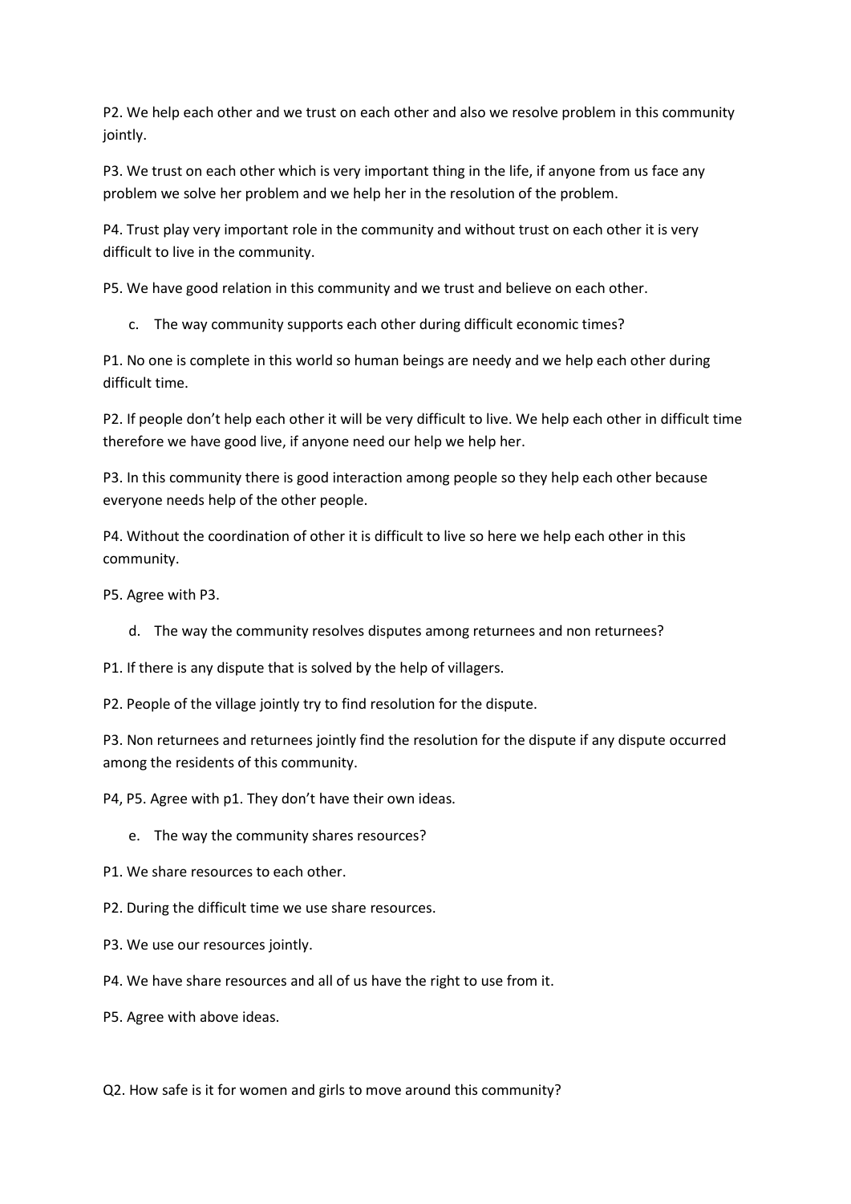P2. We help each other and we trust on each other and also we resolve problem in this community jointly.

P3. We trust on each other which is very important thing in the life, if anyone from us face any problem we solve her problem and we help her in the resolution of the problem.

P4. Trust play very important role in the community and without trust on each other it is very difficult to live in the community.

P5. We have good relation in this community and we trust and believe on each other.

c. The way community supports each other during difficult economic times?

P1. No one is complete in this world so human beings are needy and we help each other during difficult time.

P2. If people don't help each other it will be very difficult to live. We help each other in difficult time therefore we have good live, if anyone need our help we help her.

P3. In this community there is good interaction among people so they help each other because everyone needs help of the other people.

P4. Without the coordination of other it is difficult to live so here we help each other in this community.

P5. Agree with P3.

d. The way the community resolves disputes among returnees and non returnees?

P1. If there is any dispute that is solved by the help of villagers.

P2. People of the village jointly try to find resolution for the dispute.

P3. Non returnees and returnees jointly find the resolution for the dispute if any dispute occurred among the residents of this community.

P4, P5. Agree with p1. They don't have their own ideas.

e. The way the community shares resources?

P1. We share resources to each other.

P2. During the difficult time we use share resources.

P3. We use our resources jointly.

P4. We have share resources and all of us have the right to use from it.

P5. Agree with above ideas.

Q2. How safe is it for women and girls to move around this community?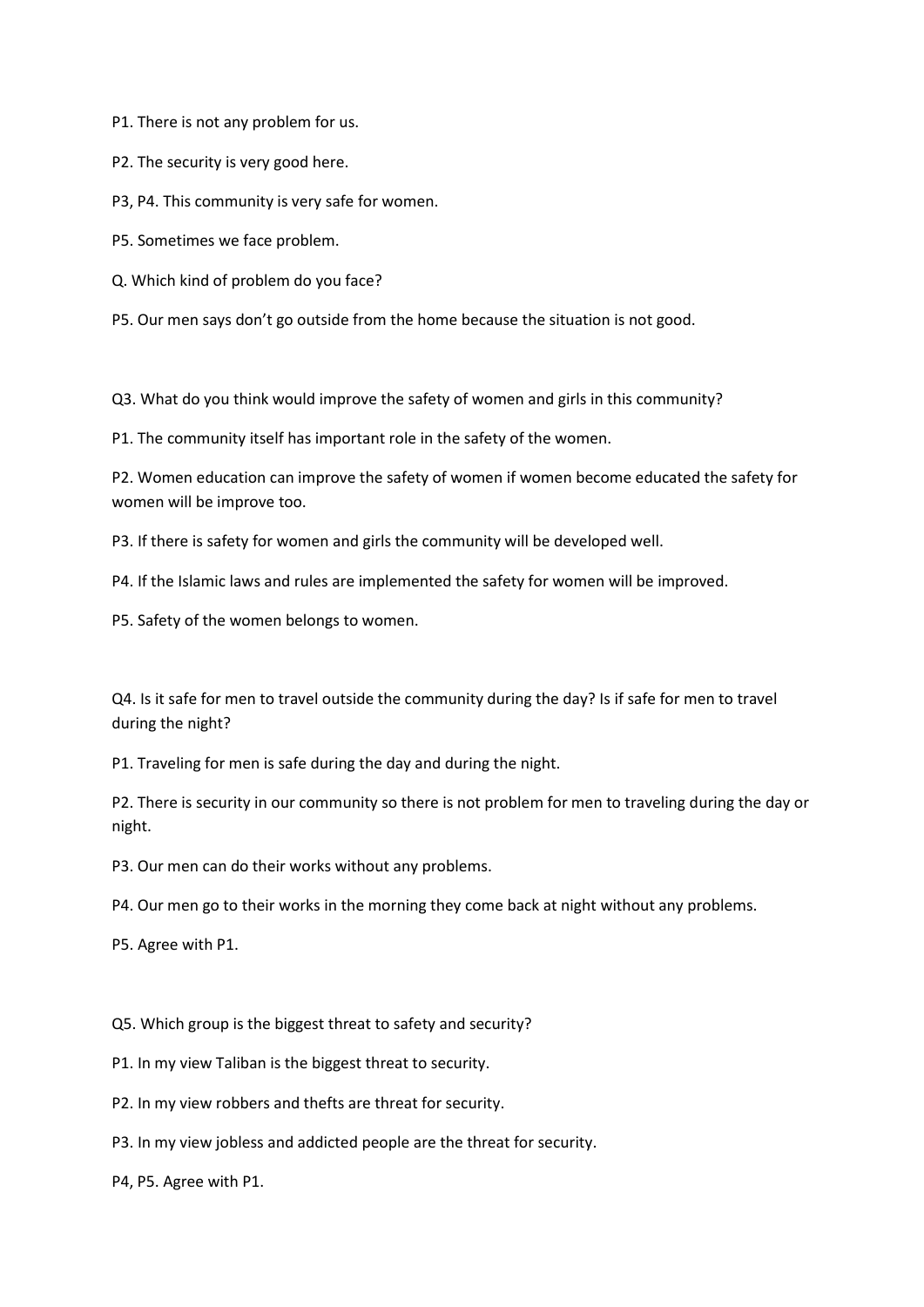P1. There is not any problem for us.

P2. The security is very good here.

P3, P4. This community is very safe for women.

P5. Sometimes we face problem.

Q. Which kind of problem do you face?

P5. Our men says don't go outside from the home because the situation is not good.

Q3. What do you think would improve the safety of women and girls in this community?

P1. The community itself has important role in the safety of the women.

P2. Women education can improve the safety of women if women become educated the safety for women will be improve too.

P3. If there is safety for women and girls the community will be developed well.

P4. If the Islamic laws and rules are implemented the safety for women will be improved.

P5. Safety of the women belongs to women.

Q4. Is it safe for men to travel outside the community during the day? Is if safe for men to travel during the night?

P1. Traveling for men is safe during the day and during the night.

P2. There is security in our community so there is not problem for men to traveling during the day or night.

P3. Our men can do their works without any problems.

P4. Our men go to their works in the morning they come back at night without any problems.

P5. Agree with P1.

Q5. Which group is the biggest threat to safety and security?

P1. In my view Taliban is the biggest threat to security.

P2. In my view robbers and thefts are threat for security.

P3. In my view jobless and addicted people are the threat for security.

P4, P5. Agree with P1.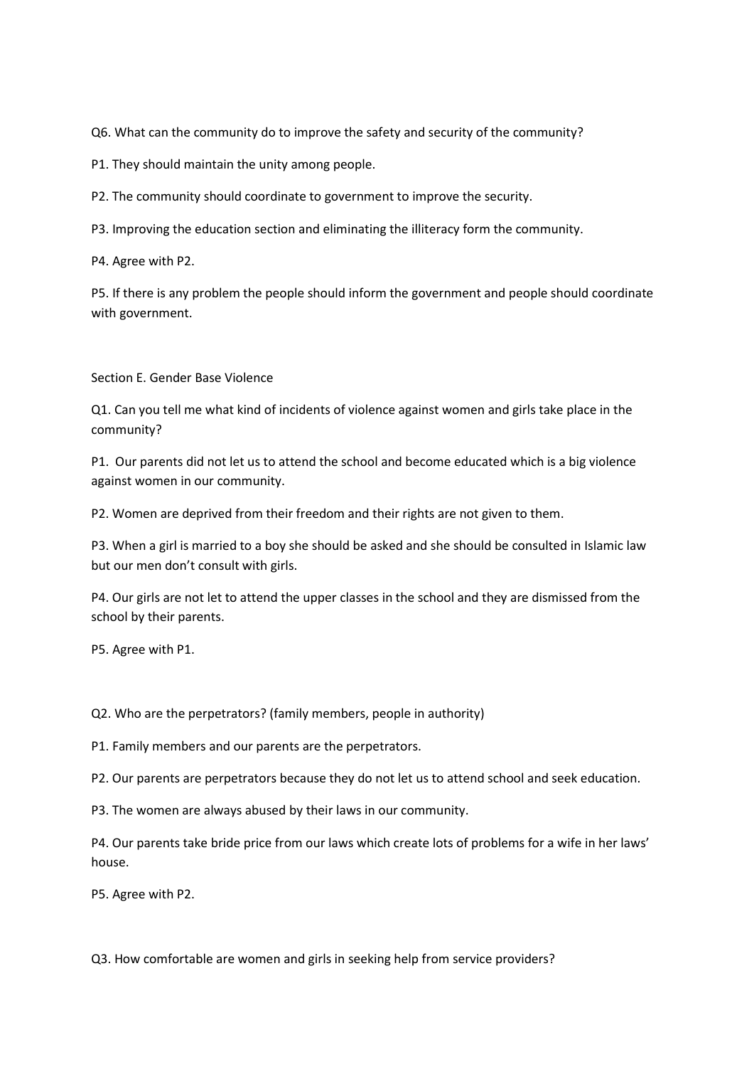Q6. What can the community do to improve the safety and security of the community?

P1. They should maintain the unity among people.

P2. The community should coordinate to government to improve the security.

P3. Improving the education section and eliminating the illiteracy form the community.

P4. Agree with P2.

P5. If there is any problem the people should inform the government and people should coordinate with government.

Section E. Gender Base Violence

Q1. Can you tell me what kind of incidents of violence against women and girls take place in the community?

P1. Our parents did not let us to attend the school and become educated which is a big violence against women in our community.

P2. Women are deprived from their freedom and their rights are not given to them.

P3. When a girl is married to a boy she should be asked and she should be consulted in Islamic law but our men don't consult with girls.

P4. Our girls are not let to attend the upper classes in the school and they are dismissed from the school by their parents.

P5. Agree with P1.

Q2. Who are the perpetrators? (family members, people in authority)

P1. Family members and our parents are the perpetrators.

P2. Our parents are perpetrators because they do not let us to attend school and seek education.

P3. The women are always abused by their laws in our community.

P4. Our parents take bride price from our laws which create lots of problems for a wife in her laws' house.

P5. Agree with P2.

Q3. How comfortable are women and girls in seeking help from service providers?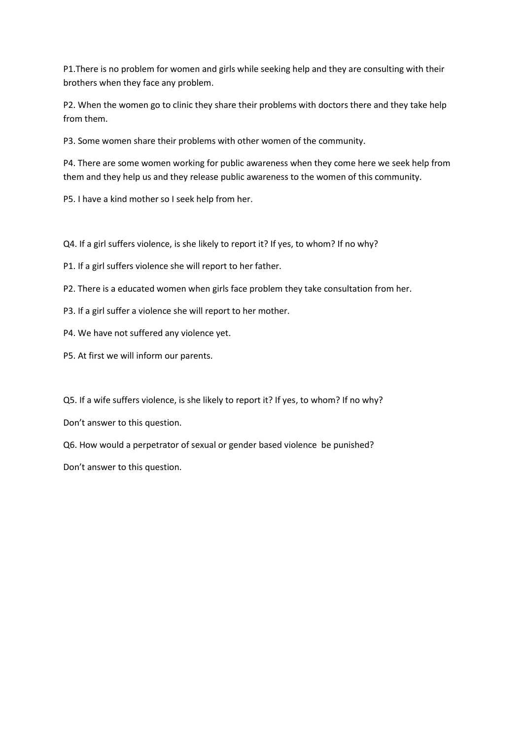P1.There is no problem for women and girls while seeking help and they are consulting with their brothers when they face any problem.

P2. When the women go to clinic they share their problems with doctors there and they take help from them.

P3. Some women share their problems with other women of the community.

P4. There are some women working for public awareness when they come here we seek help from them and they help us and they release public awareness to the women of this community.

P5. I have a kind mother so I seek help from her.

Q4. If a girl suffers violence, is she likely to report it? If yes, to whom? If no why?

P1. If a girl suffers violence she will report to her father.

P2. There is a educated women when girls face problem they take consultation from her.

P3. If a girl suffer a violence she will report to her mother.

P4. We have not suffered any violence yet.

P5. At first we will inform our parents.

Q5. If a wife suffers violence, is she likely to report it? If yes, to whom? If no why?

Don't answer to this question.

Q6. How would a perpetrator of sexual or gender based violence be punished?

Don't answer to this question.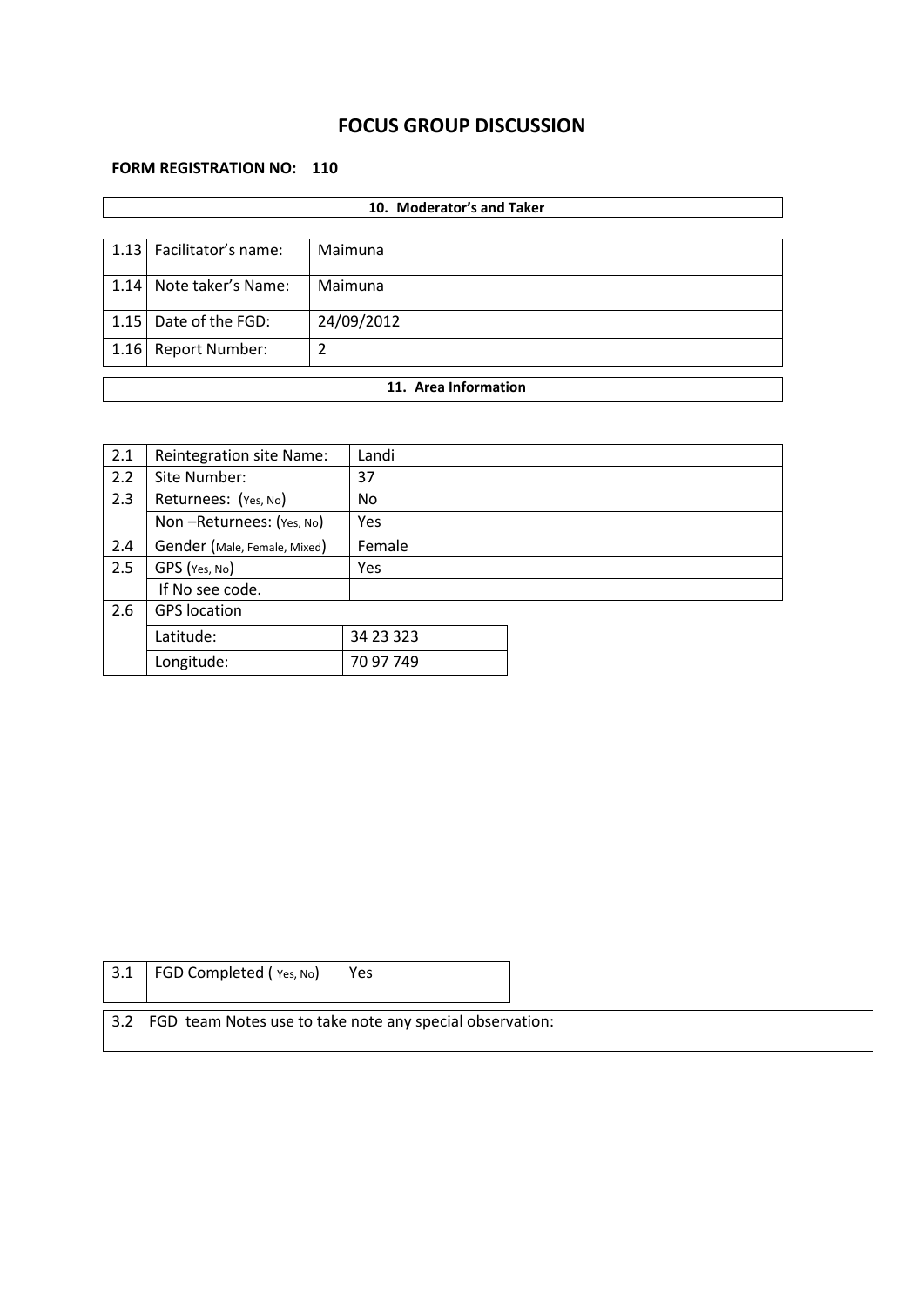# FOCUS GROUP DISCUSSION

**FORM REGISTRATION NO: 110**

| **10. Moderator's and Taker** | | |
|---|---|---|
| 1.13 | Facilitator's name: | Maimuna |
| 1.14 | Note taker's Name: | Maimuna |
| 1.15 | Date of the FGD: | 24/09/2012 |
| 1.16 | Report Number: | 2 |

**11. Area Information**

| 2.1 | Reintegration site Name: | Landi |
|---|---|---|
| 2.2 | Site Number: | 37 |
| 2.3 | Returnees: (Yes, No) | No |
| | Non –Returnees: (Yes, No) | Yes |
| 2.4 | Gender (Male, Female, Mixed) | Female |
| 2.5 | GPS (Yes, No) | Yes |
| | If No see code. | |
| 2.6 | GPS location | |
| | Latitude: | 34 23 323 |
| | Longitude: | 70 97 749 |

| 3.1 | FGD Completed ( Yes, No) | Yes |
|---|---|---|

3.2 FGD team Notes use to take note any special observation: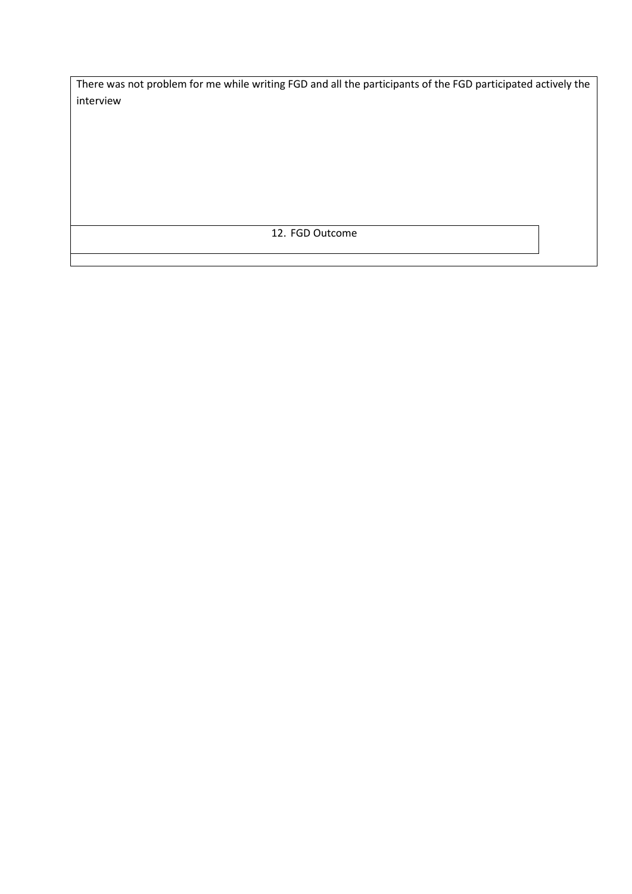There was not problem for me while writing FGD and all the participants of the FGD participated actively the interview

12. FGD Outcome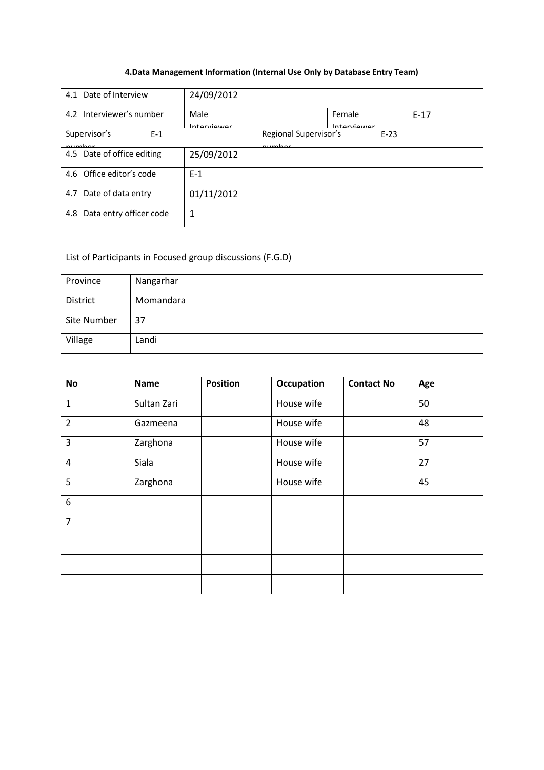| 4.Data Management Information (Internal Use Only by Database Entry Team) | | | | | |
|---|---|---|---|---|---|
| 4.1 Date of Interview | 24/09/2012 | | | | |
| 4.2 Interviewer's number | Male Interviewer | | Female Interviewer | E-17 | |
| Supervisor's number | E-1 | Regional Supervisor's number | E-23 | | |
| 4.5 Date of office editing | 25/09/2012 | | | | |
| 4.6 Office editor's code | E-1 | | | | |
| 4.7 Date of data entry | 01/11/2012 | | | | |
| 4.8 Data entry officer code | 1 | | | | |

| List of Participants in Focused group discussions (F.G.D) | |
|---|---|
| Province | Nangarhar |
| District | Momandara |
| Site Number | 37 |
| Village | Landi |

| No | Name | Position | Occupation | Contact No | Age |
|---|---|---|---|---|---|
| 1 | Sultan Zari | | House wife | | 50 |
| 2 | Gazmeena | | House wife | | 48 |
| 3 | Zarghona | | House wife | | 57 |
| 4 | Siala | | House wife | | 27 |
| 5 | Zarghona | | House wife | | 45 |
| 6 | | | | | |
| 7 | | | | | |
| | | | | | |
| | | | | | |
| | | | | | |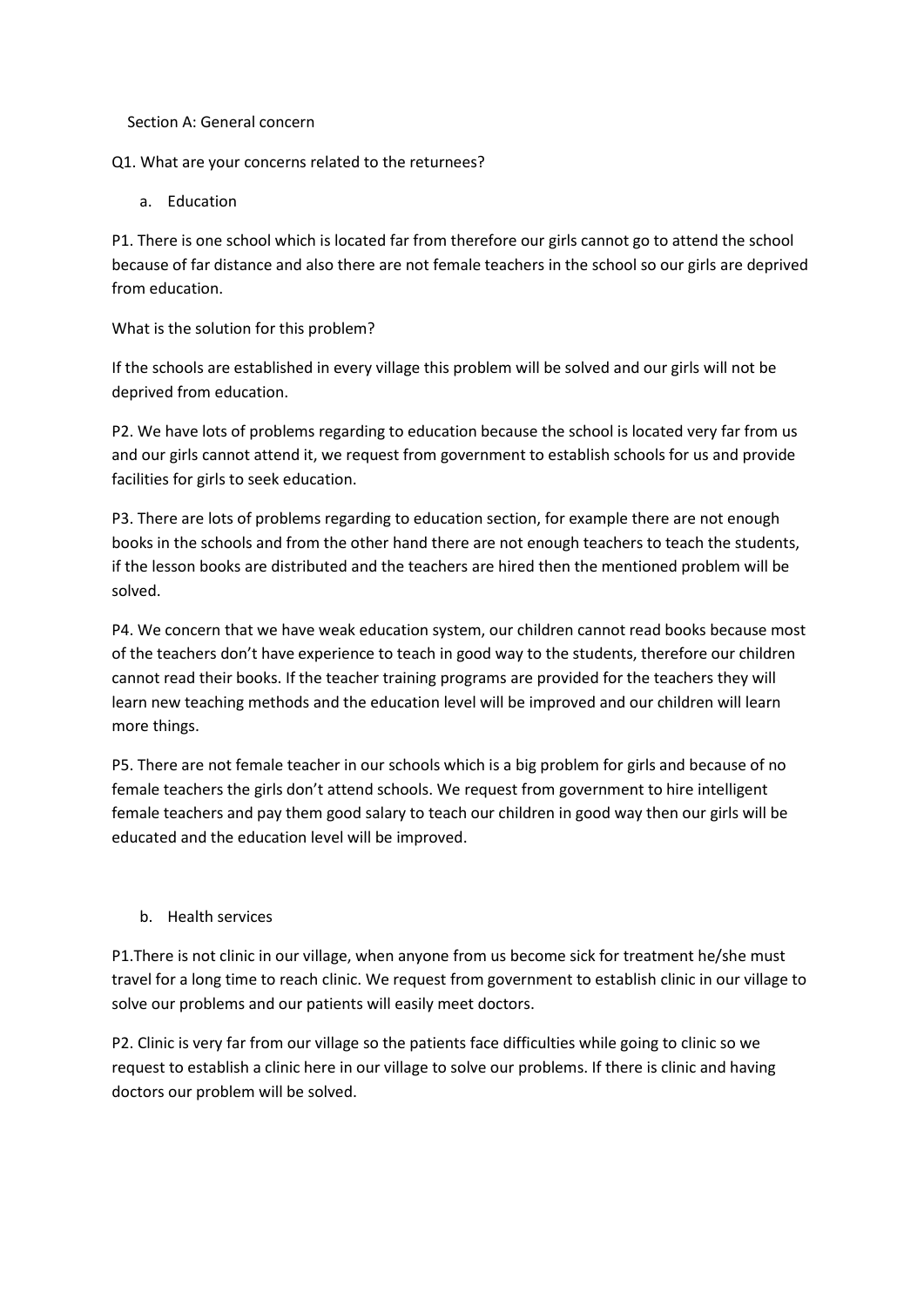Section A: General concern

Q1. What are your concerns related to the returnees?

a. Education

P1. There is one school which is located far from therefore our girls cannot go to attend the school because of far distance and also there are not female teachers in the school so our girls are deprived from education.

What is the solution for this problem?

If the schools are established in every village this problem will be solved and our girls will not be deprived from education.

P2. We have lots of problems regarding to education because the school is located very far from us and our girls cannot attend it, we request from government to establish schools for us and provide facilities for girls to seek education.

P3. There are lots of problems regarding to education section, for example there are not enough books in the schools and from the other hand there are not enough teachers to teach the students, if the lesson books are distributed and the teachers are hired then the mentioned problem will be solved.

P4. We concern that we have weak education system, our children cannot read books because most of the teachers don't have experience to teach in good way to the students, therefore our children cannot read their books. If the teacher training programs are provided for the teachers they will learn new teaching methods and the education level will be improved and our children will learn more things.

P5. There are not female teacher in our schools which is a big problem for girls and because of no female teachers the girls don't attend schools. We request from government to hire intelligent female teachers and pay them good salary to teach our children in good way then our girls will be educated and the education level will be improved.

b. Health services

P1.There is not clinic in our village, when anyone from us become sick for treatment he/she must travel for a long time to reach clinic. We request from government to establish clinic in our village to solve our problems and our patients will easily meet doctors.

P2. Clinic is very far from our village so the patients face difficulties while going to clinic so we request to establish a clinic here in our village to solve our problems. If there is clinic and having doctors our problem will be solved.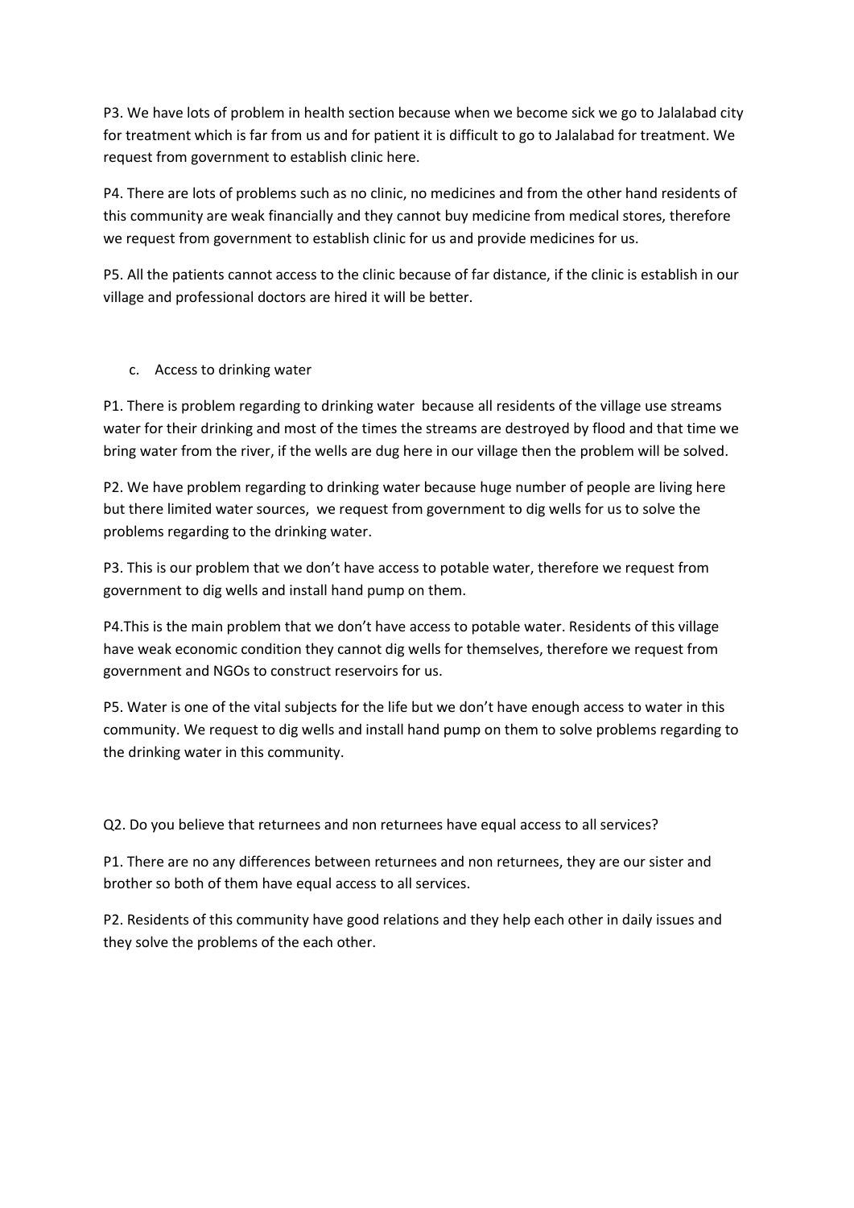P3. We have lots of problem in health section because when we become sick we go to Jalalabad city for treatment which is far from us and for patient it is difficult to go to Jalalabad for treatment. We request from government to establish clinic here.

P4. There are lots of problems such as no clinic, no medicines and from the other hand residents of this community are weak financially and they cannot buy medicine from medical stores, therefore we request from government to establish clinic for us and provide medicines for us.

P5. All the patients cannot access to the clinic because of far distance, if the clinic is establish in our village and professional doctors are hired it will be better.

c. Access to drinking water

P1. There is problem regarding to drinking water because all residents of the village use streams water for their drinking and most of the times the streams are destroyed by flood and that time we bring water from the river, if the wells are dug here in our village then the problem will be solved.

P2. We have problem regarding to drinking water because huge number of people are living here but there limited water sources, we request from government to dig wells for us to solve the problems regarding to the drinking water.

P3. This is our problem that we don't have access to potable water, therefore we request from government to dig wells and install hand pump on them.

P4.This is the main problem that we don't have access to potable water. Residents of this village have weak economic condition they cannot dig wells for themselves, therefore we request from government and NGOs to construct reservoirs for us.

P5. Water is one of the vital subjects for the life but we don't have enough access to water in this community. We request to dig wells and install hand pump on them to solve problems regarding to the drinking water in this community.

Q2. Do you believe that returnees and non returnees have equal access to all services?

P1. There are no any differences between returnees and non returnees, they are our sister and brother so both of them have equal access to all services.

P2. Residents of this community have good relations and they help each other in daily issues and they solve the problems of the each other.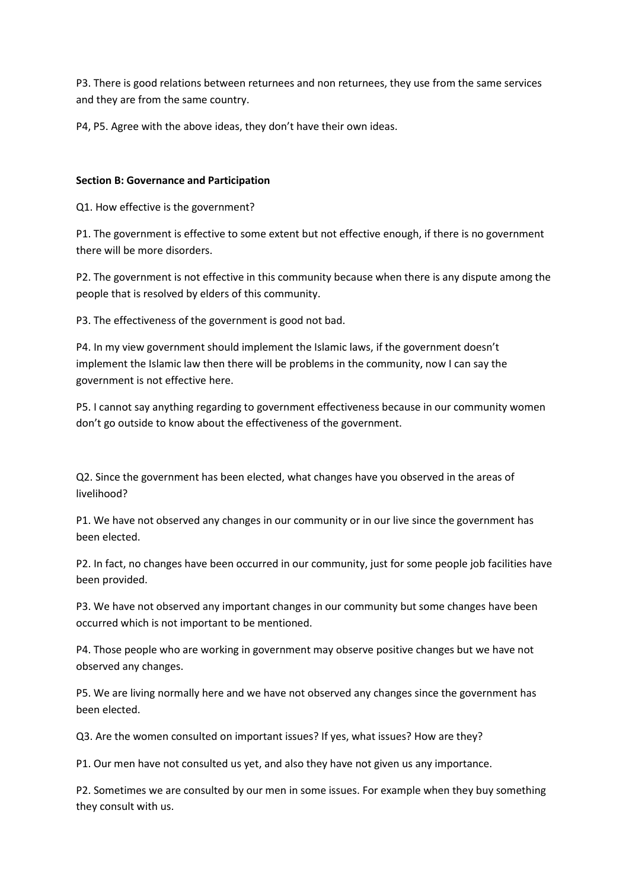P3. There is good relations between returnees and non returnees, they use from the same services and they are from the same country.

P4, P5. Agree with the above ideas, they don't have their own ideas.

**Section B: Governance and Participation**

Q1. How effective is the government?

P1. The government is effective to some extent but not effective enough, if there is no government there will be more disorders.

P2. The government is not effective in this community because when there is any dispute among the people that is resolved by elders of this community.

P3. The effectiveness of the government is good not bad.

P4. In my view government should implement the Islamic laws, if the government doesn't implement the Islamic law then there will be problems in the community, now I can say the government is not effective here.

P5. I cannot say anything regarding to government effectiveness because in our community women don't go outside to know about the effectiveness of the government.

Q2. Since the government has been elected, what changes have you observed in the areas of livelihood?

P1. We have not observed any changes in our community or in our live since the government has been elected.

P2. In fact, no changes have been occurred in our community, just for some people job facilities have been provided.

P3. We have not observed any important changes in our community but some changes have been occurred which is not important to be mentioned.

P4. Those people who are working in government may observe positive changes but we have not observed any changes.

P5. We are living normally here and we have not observed any changes since the government has been elected.

Q3. Are the women consulted on important issues? If yes, what issues? How are they?

P1. Our men have not consulted us yet, and also they have not given us any importance.

P2. Sometimes we are consulted by our men in some issues. For example when they buy something they consult with us.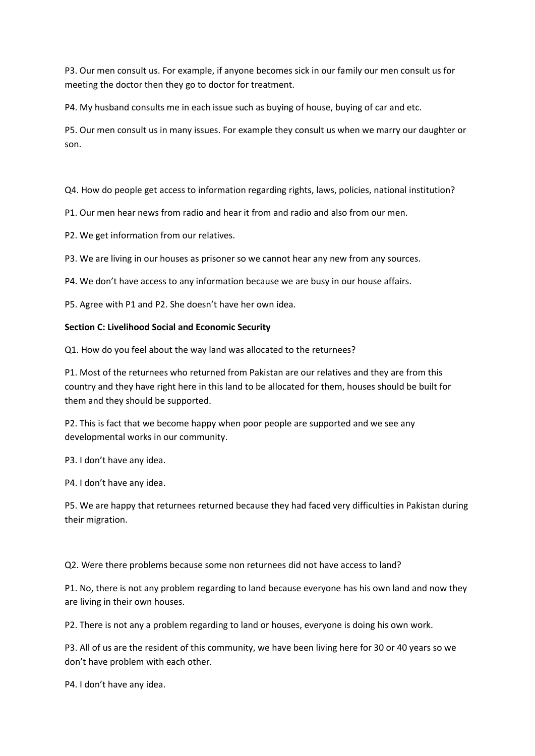P3. Our men consult us. For example, if anyone becomes sick in our family our men consult us for meeting the doctor then they go to doctor for treatment.

P4. My husband consults me in each issue such as buying of house, buying of car and etc.

P5. Our men consult us in many issues. For example they consult us when we marry our daughter or son.

Q4. How do people get access to information regarding rights, laws, policies, national institution?

P1. Our men hear news from radio and hear it from and radio and also from our men.

P2. We get information from our relatives.

P3. We are living in our houses as prisoner so we cannot hear any new from any sources.

P4. We don't have access to any information because we are busy in our house affairs.

P5. Agree with P1 and P2. She doesn't have her own idea.

**Section C: Livelihood Social and Economic Security**

Q1. How do you feel about the way land was allocated to the returnees?

P1. Most of the returnees who returned from Pakistan are our relatives and they are from this country and they have right here in this land to be allocated for them, houses should be built for them and they should be supported.

P2. This is fact that we become happy when poor people are supported and we see any developmental works in our community.

P3. I don't have any idea.

P4. I don't have any idea.

P5. We are happy that returnees returned because they had faced very difficulties in Pakistan during their migration.

Q2. Were there problems because some non returnees did not have access to land?

P1. No, there is not any problem regarding to land because everyone has his own land and now they are living in their own houses.

P2. There is not any a problem regarding to land or houses, everyone is doing his own work.

P3. All of us are the resident of this community, we have been living here for 30 or 40 years so we don't have problem with each other.

P4. I don't have any idea.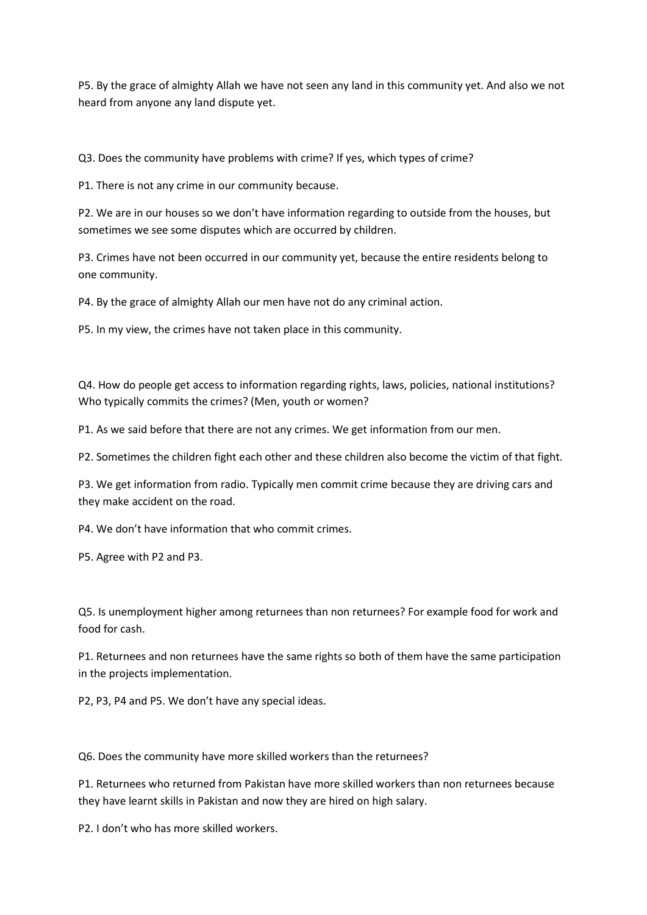P5. By the grace of almighty Allah we have not seen any land in this community yet. And also we not heard from anyone any land dispute yet.

Q3. Does the community have problems with crime? If yes, which types of crime?

P1. There is not any crime in our community because.

P2. We are in our houses so we don't have information regarding to outside from the houses, but sometimes we see some disputes which are occurred by children.

P3. Crimes have not been occurred in our community yet, because the entire residents belong to one community.

P4. By the grace of almighty Allah our men have not do any criminal action.

P5. In my view, the crimes have not taken place in this community.

Q4. How do people get access to information regarding rights, laws, policies, national institutions? Who typically commits the crimes? (Men, youth or women?

P1. As we said before that there are not any crimes. We get information from our men.

P2. Sometimes the children fight each other and these children also become the victim of that fight.

P3. We get information from radio. Typically men commit crime because they are driving cars and they make accident on the road.

P4. We don't have information that who commit crimes.

P5. Agree with P2 and P3.

Q5. Is unemployment higher among returnees than non returnees? For example food for work and food for cash.

P1. Returnees and non returnees have the same rights so both of them have the same participation in the projects implementation.

P2, P3, P4 and P5. We don't have any special ideas.

Q6. Does the community have more skilled workers than the returnees?

P1. Returnees who returned from Pakistan have more skilled workers than non returnees because they have learnt skills in Pakistan and now they are hired on high salary.

P2. I don't who has more skilled workers.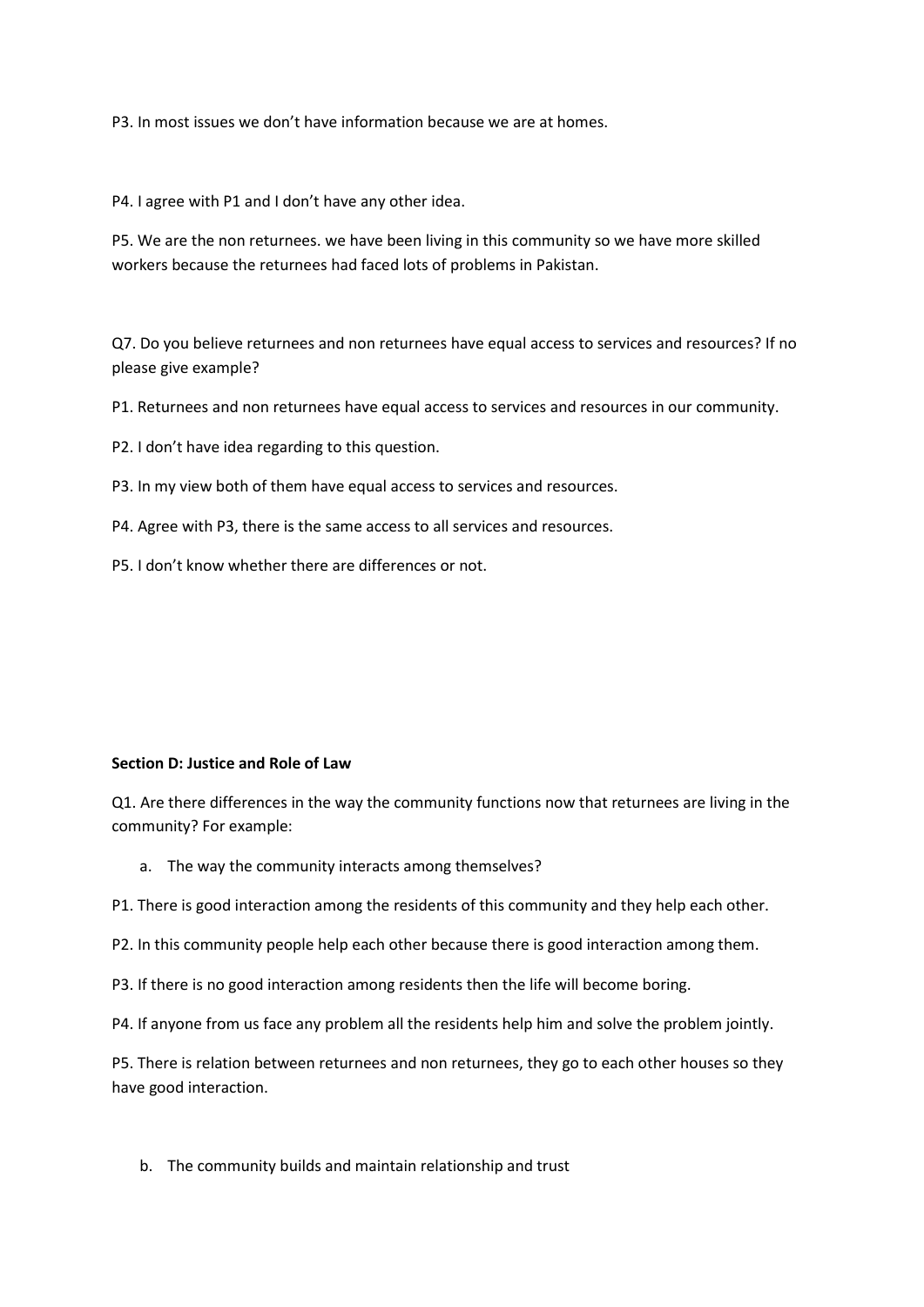P3. In most issues we don't have information because we are at homes.

P4. I agree with P1 and I don't have any other idea.

P5. We are the non returnees. we have been living in this community so we have more skilled workers because the returnees had faced lots of problems in Pakistan.

Q7. Do you believe returnees and non returnees have equal access to services and resources? If no please give example?

P1. Returnees and non returnees have equal access to services and resources in our community.

P2. I don't have idea regarding to this question.

P3. In my view both of them have equal access to services and resources.

P4. Agree with P3, there is the same access to all services and resources.

P5. I don't know whether there are differences or not.

**Section D: Justice and Role of Law**

Q1. Are there differences in the way the community functions now that returnees are living in the community? For example:

a. The way the community interacts among themselves?

P1. There is good interaction among the residents of this community and they help each other.

P2. In this community people help each other because there is good interaction among them.

P3. If there is no good interaction among residents then the life will become boring.

P4. If anyone from us face any problem all the residents help him and solve the problem jointly.

P5. There is relation between returnees and non returnees, they go to each other houses so they have good interaction.

b. The community builds and maintain relationship and trust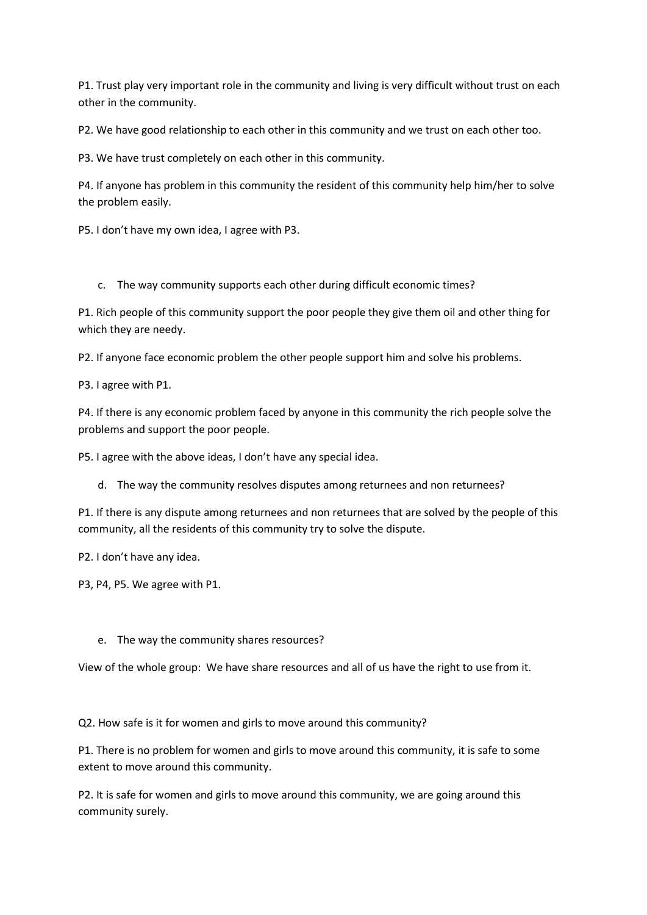P1. Trust play very important role in the community and living is very difficult without trust on each other in the community.

P2. We have good relationship to each other in this community and we trust on each other too.

P3. We have trust completely on each other in this community.

P4. If anyone has problem in this community the resident of this community help him/her to solve the problem easily.

P5. I don't have my own idea, I agree with P3.

c. The way community supports each other during difficult economic times?

P1. Rich people of this community support the poor people they give them oil and other thing for which they are needy.

P2. If anyone face economic problem the other people support him and solve his problems.

P3. I agree with P1.

P4. If there is any economic problem faced by anyone in this community the rich people solve the problems and support the poor people.

P5. I agree with the above ideas, I don't have any special idea.

d. The way the community resolves disputes among returnees and non returnees?

P1. If there is any dispute among returnees and non returnees that are solved by the people of this community, all the residents of this community try to solve the dispute.

P2. I don't have any idea.

P3, P4, P5. We agree with P1.

e. The way the community shares resources?

View of the whole group: We have share resources and all of us have the right to use from it.

Q2. How safe is it for women and girls to move around this community?

P1. There is no problem for women and girls to move around this community, it is safe to some extent to move around this community.

P2. It is safe for women and girls to move around this community, we are going around this community surely.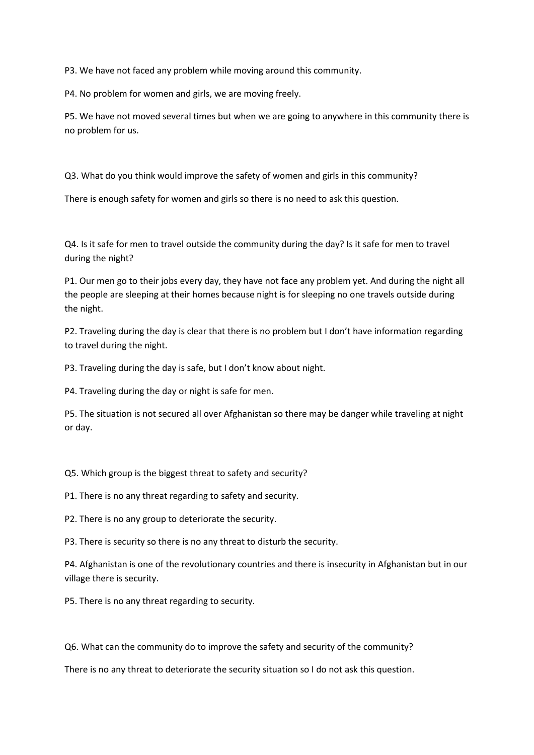P3. We have not faced any problem while moving around this community.

P4. No problem for women and girls, we are moving freely.

P5. We have not moved several times but when we are going to anywhere in this community there is no problem for us.

Q3. What do you think would improve the safety of women and girls in this community?

There is enough safety for women and girls so there is no need to ask this question.

Q4. Is it safe for men to travel outside the community during the day? Is it safe for men to travel during the night?

P1. Our men go to their jobs every day, they have not face any problem yet. And during the night all the people are sleeping at their homes because night is for sleeping no one travels outside during the night.

P2. Traveling during the day is clear that there is no problem but I don't have information regarding to travel during the night.

P3. Traveling during the day is safe, but I don't know about night.

P4. Traveling during the day or night is safe for men.

P5. The situation is not secured all over Afghanistan so there may be danger while traveling at night or day.

Q5. Which group is the biggest threat to safety and security?

P1. There is no any threat regarding to safety and security.

P2. There is no any group to deteriorate the security.

P3. There is security so there is no any threat to disturb the security.

P4. Afghanistan is one of the revolutionary countries and there is insecurity in Afghanistan but in our village there is security.

P5. There is no any threat regarding to security.

Q6. What can the community do to improve the safety and security of the community?

There is no any threat to deteriorate the security situation so I do not ask this question.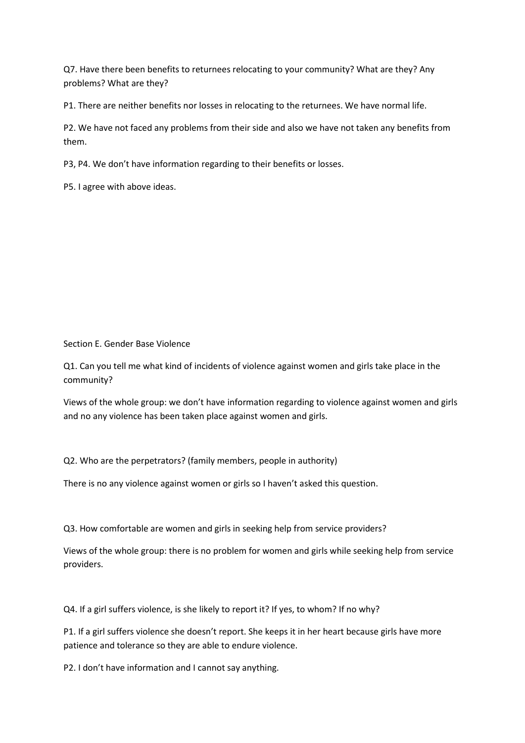Q7. Have there been benefits to returnees relocating to your community? What are they? Any problems? What are they?

P1. There are neither benefits nor losses in relocating to the returnees. We have normal life.

P2. We have not faced any problems from their side and also we have not taken any benefits from them.

P3, P4. We don't have information regarding to their benefits or losses.

P5. I agree with above ideas.

Section E. Gender Base Violence

Q1. Can you tell me what kind of incidents of violence against women and girls take place in the community?

Views of the whole group: we don't have information regarding to violence against women and girls and no any violence has been taken place against women and girls.

Q2. Who are the perpetrators? (family members, people in authority)

There is no any violence against women or girls so I haven't asked this question.

Q3. How comfortable are women and girls in seeking help from service providers?

Views of the whole group: there is no problem for women and girls while seeking help from service providers.

Q4. If a girl suffers violence, is she likely to report it? If yes, to whom? If no why?

P1. If a girl suffers violence she doesn't report. She keeps it in her heart because girls have more patience and tolerance so they are able to endure violence.

P2. I don't have information and I cannot say anything.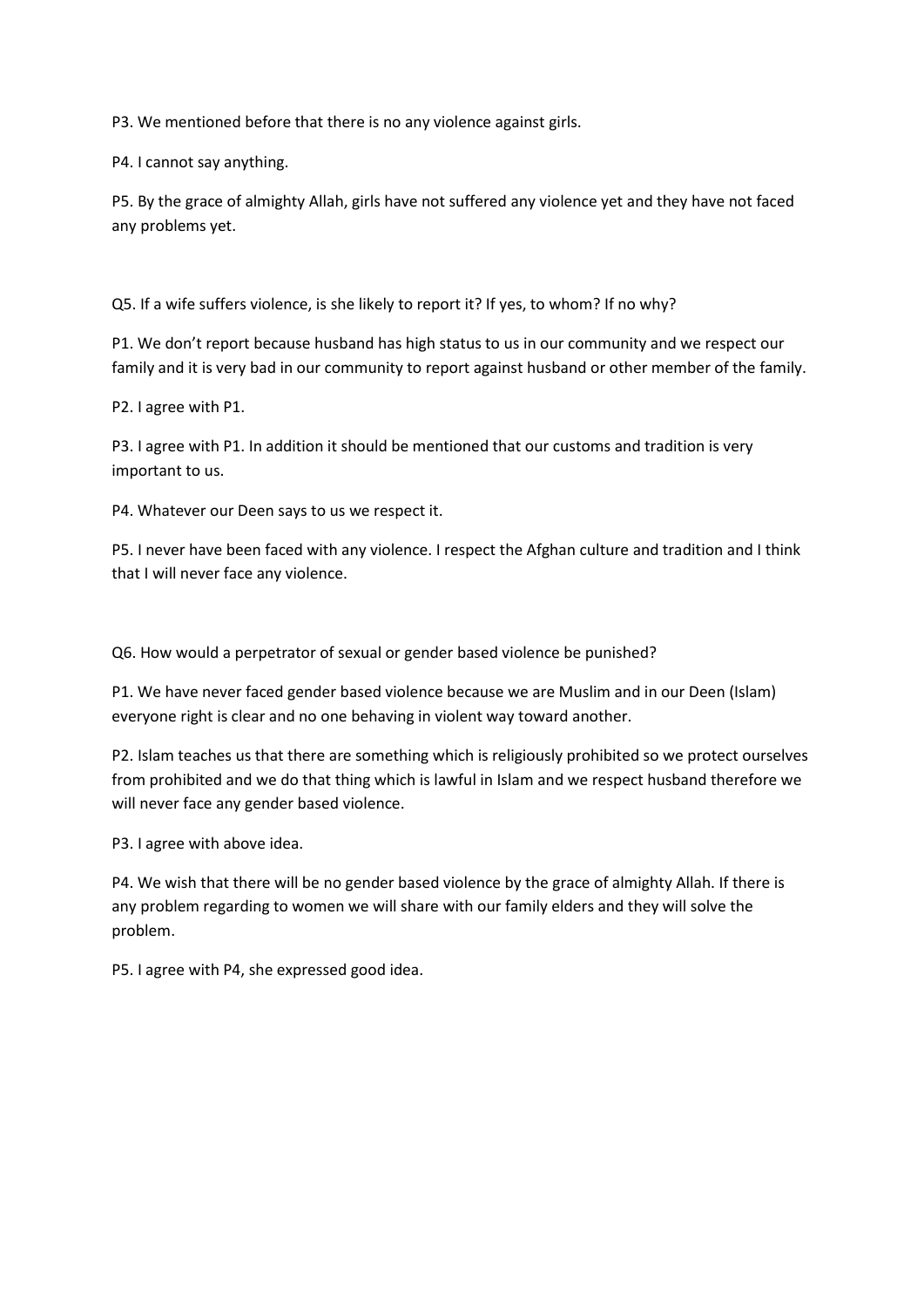P3. We mentioned before that there is no any violence against girls.

P4. I cannot say anything.

P5. By the grace of almighty Allah, girls have not suffered any violence yet and they have not faced any problems yet.

Q5. If a wife suffers violence, is she likely to report it? If yes, to whom? If no why?

P1. We don't report because husband has high status to us in our community and we respect our family and it is very bad in our community to report against husband or other member of the family.

P2. I agree with P1.

P3. I agree with P1. In addition it should be mentioned that our customs and tradition is very important to us.

P4. Whatever our Deen says to us we respect it.

P5. I never have been faced with any violence. I respect the Afghan culture and tradition and I think that I will never face any violence.

Q6. How would a perpetrator of sexual or gender based violence be punished?

P1. We have never faced gender based violence because we are Muslim and in our Deen (Islam) everyone right is clear and no one behaving in violent way toward another.

P2. Islam teaches us that there are something which is religiously prohibited so we protect ourselves from prohibited and we do that thing which is lawful in Islam and we respect husband therefore we will never face any gender based violence.

P3. I agree with above idea.

P4. We wish that there will be no gender based violence by the grace of almighty Allah. If there is any problem regarding to women we will share with our family elders and they will solve the problem.

P5. I agree with P4, she expressed good idea.